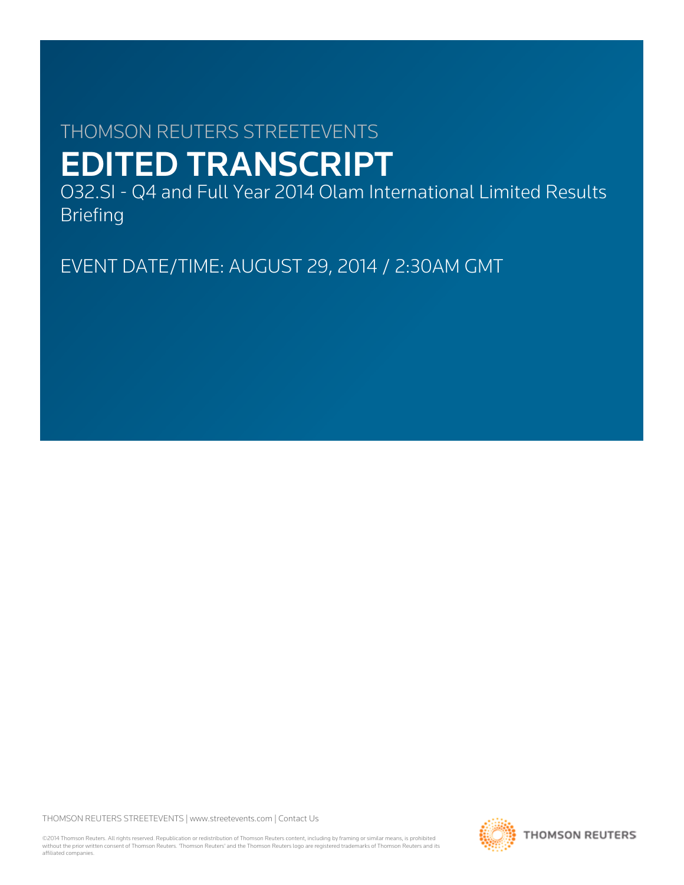THOMSON REUTERS STREETEVENTS

# EDITED TRANSCRIPT

O32.SI - Q4 and Full Year 2014 Olam International Limited Results Briefing

EVENT DATE/TIME: AUGUST 29, 2014 / 2:30AM GMT

THOMSON REUTERS STREETEVENTS | www.streetevents.com | Contact Us

©2014 Thomson Reuters. All rights reserved. Republication or redistribution of Thomson Reuters content, including by framing or similar means, is prohibited without the prior written consent of Thomson Reuters. 'Thomson Reuters' and the Thomson Reuters logo are registered trademarks of Thomson Reuters and its affiliated companies.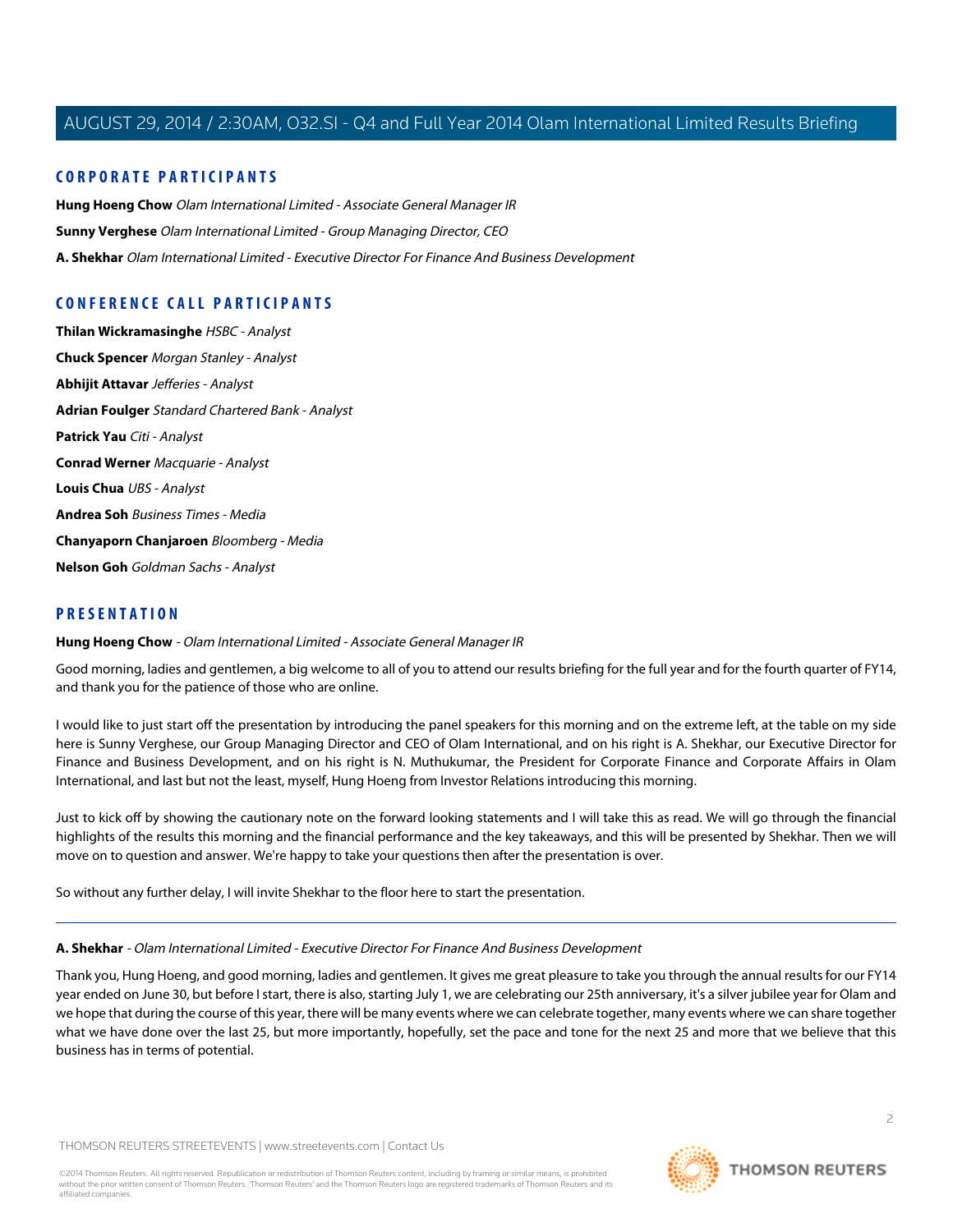## CORPORATE PARTICIPANTS

**Hung Hoeng Chow** *Olam International Limited - Associate General Manager IR*

**Sunny Verghese** *Olam International Limited - Group Managing Director, CEO*

**A. Shekhar** *Olam International Limited - Executive Director For Finance And Business Development*

## CONFERENCE CALL PARTICIPANTS

**Thilan Wickramasinghe** *HSBC - Analyst*

**Chuck Spencer** *Morgan Stanley - Analyst*

**Abhijit Attavar** *Jefferies - Analyst*

**Adrian Foulger** *Standard Chartered Bank - Analyst*

**Patrick Yau** *Citi - Analyst*

**Conrad Werner** *Macquarie - Analyst*

**Louis Chua** *UBS - Analyst*

**Andrea Soh** *Business Times - Media*

**Chanyaporn Chanjaroen** *Bloomberg - Media*

**Nelson Goh** *Goldman Sachs - Analyst*

## PRESENTATION

**Hung Hoeng Chow** - *Olam International Limited - Associate General Manager IR*

Good morning, ladies and gentlemen, a big welcome to all of you to attend our results briefing for the full year and for the fourth quarter of FY14, and thank you for the patience of those who are online.

I would like to just start off the presentation by introducing the panel speakers for this morning and on the extreme left, at the table on my side here is Sunny Verghese, our Group Managing Director and CEO of Olam International, and on his right is A. Shekhar, our Executive Director for Finance and Business Development, and on his right is N. Muthukumar, the President for Corporate Finance and Corporate Affairs in Olam International, and last but not the least, myself, Hung Hoeng from Investor Relations introducing this morning.

Just to kick off by showing the cautionary note on the forward looking statements and I will take this as read. We will go through the financial highlights of the results this morning and the financial performance and the key takeaways, and this will be presented by Shekhar. Then we will move on to question and answer. We're happy to take your questions then after the presentation is over.

So without any further delay, I will invite Shekhar to the floor here to start the presentation.

---

**A. Shekhar** - *Olam International Limited - Executive Director For Finance And Business Development*

Thank you, Hung Hoeng, and good morning, ladies and gentlemen. It gives me great pleasure to take you through the annual results for our FY14 year ended on June 30, but before I start, there is also, starting July 1, we are celebrating our 25th anniversary, it's a silver jubilee year for Olam and we hope that during the course of this year, there will be many events where we can celebrate together, many events where we can share together what we have done over the last 25, but more importantly, hopefully, set the pace and tone for the next 25 and more that we believe that this business has in terms of potential.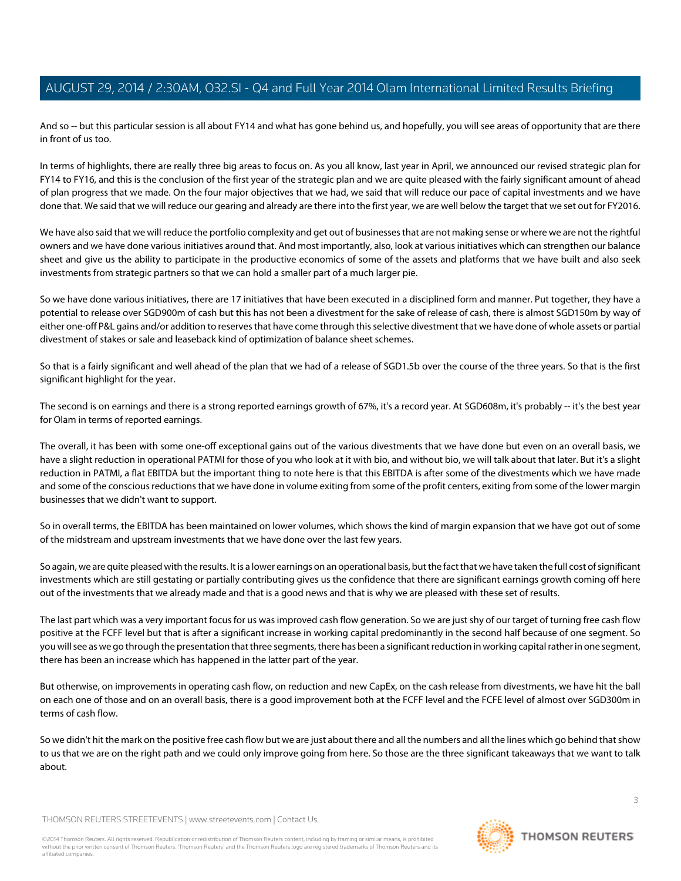And so -- but this particular session is all about FY14 and what has gone behind us, and hopefully, you will see areas of opportunity that are there in front of us too.

In terms of highlights, there are really three big areas to focus on. As you all know, last year in April, we announced our revised strategic plan for FY14 to FY16, and this is the conclusion of the first year of the strategic plan and we are quite pleased with the fairly significant amount of ahead of plan progress that we made. On the four major objectives that we had, we said that will reduce our pace of capital investments and we have done that. We said that we will reduce our gearing and already are there into the first year, we are well below the target that we set out for FY2016.

We have also said that we will reduce the portfolio complexity and get out of businesses that are not making sense or where we are not the rightful owners and we have done various initiatives around that. And most importantly, also, look at various initiatives which can strengthen our balance sheet and give us the ability to participate in the productive economics of some of the assets and platforms that we have built and also seek investments from strategic partners so that we can hold a smaller part of a much larger pie.

So we have done various initiatives, there are 17 initiatives that have been executed in a disciplined form and manner. Put together, they have a potential to release over SGD900m of cash but this has not been a divestment for the sake of release of cash, there is almost SGD150m by way of either one-off P&L gains and/or addition to reserves that have come through this selective divestment that we have done of whole assets or partial divestment of stakes or sale and leaseback kind of optimization of balance sheet schemes.

So that is a fairly significant and well ahead of the plan that we had of a release of SGD1.5b over the course of the three years. So that is the first significant highlight for the year.

The second is on earnings and there is a strong reported earnings growth of 67%, it's a record year. At SGD608m, it's probably -- it's the best year for Olam in terms of reported earnings.

The overall, it has been with some one-off exceptional gains out of the various divestments that we have done but even on an overall basis, we have a slight reduction in operational PATMI for those of you who look at it with bio, and without bio, we will talk about that later. But it's a slight reduction in PATMI, a flat EBITDA but the important thing to note here is that this EBITDA is after some of the divestments which we have made and some of the conscious reductions that we have done in volume exiting from some of the profit centers, exiting from some of the lower margin businesses that we didn't want to support.

So in overall terms, the EBITDA has been maintained on lower volumes, which shows the kind of margin expansion that we have got out of some of the midstream and upstream investments that we have done over the last few years.

So again, we are quite pleased with the results. It is a lower earnings on an operational basis, but the fact that we have taken the full cost of significant investments which are still gestating or partially contributing gives us the confidence that there are significant earnings growth coming off here out of the investments that we already made and that is a good news and that is why we are pleased with these set of results.

The last part which was a very important focus for us was improved cash flow generation. So we are just shy of our target of turning free cash flow positive at the FCFF level but that is after a significant increase in working capital predominantly in the second half because of one segment. So you will see as we go through the presentation that three segments, there has been a significant reduction in working capital rather in one segment, there has been an increase which has happened in the latter part of the year.

But otherwise, on improvements in operating cash flow, on reduction and new CapEx, on the cash release from divestments, we have hit the ball on each one of those and on an overall basis, there is a good improvement both at the FCFF level and the FCFE level of almost over SGD300m in terms of cash flow.

So we didn't hit the mark on the positive free cash flow but we are just about there and all the numbers and all the lines which go behind that show to us that we are on the right path and we could only improve going from here. So those are the three significant takeaways that we want to talk about.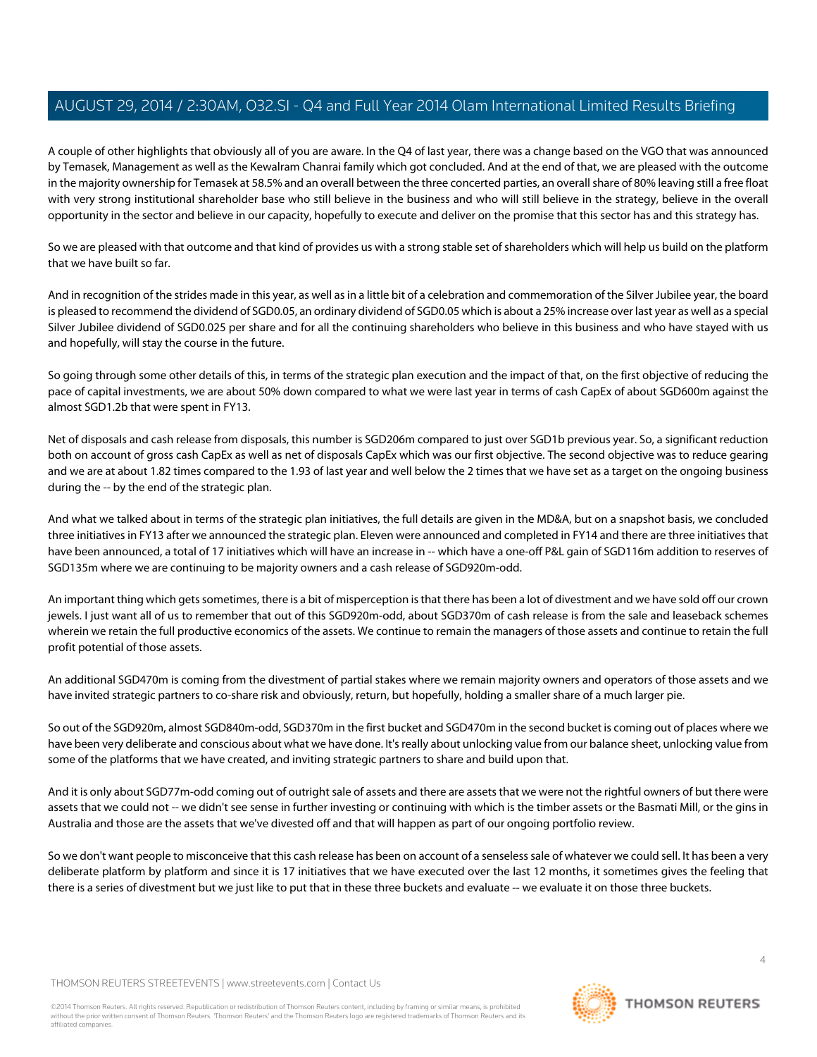A couple of other highlights that obviously all of you are aware. In the Q4 of last year, there was a change based on the VGO that was announced by Temasek, Management as well as the Kewalram Chanrai family which got concluded. And at the end of that, we are pleased with the outcome in the majority ownership for Temasek at 58.5% and an overall between the three concerted parties, an overall share of 80% leaving still a free float with very strong institutional shareholder base who still believe in the business and who will still believe in the strategy, believe in the overall opportunity in the sector and believe in our capacity, hopefully to execute and deliver on the promise that this sector has and this strategy has.

So we are pleased with that outcome and that kind of provides us with a strong stable set of shareholders which will help us build on the platform that we have built so far.

And in recognition of the strides made in this year, as well as in a little bit of a celebration and commemoration of the Silver Jubilee year, the board is pleased to recommend the dividend of SGD0.05, an ordinary dividend of SGD0.05 which is about a 25% increase over last year as well as a special Silver Jubilee dividend of SGD0.025 per share and for all the continuing shareholders who believe in this business and who have stayed with us and hopefully, will stay the course in the future.

So going through some other details of this, in terms of the strategic plan execution and the impact of that, on the first objective of reducing the pace of capital investments, we are about 50% down compared to what we were last year in terms of cash CapEx of about SGD600m against the almost SGD1.2b that were spent in FY13.

Net of disposals and cash release from disposals, this number is SGD206m compared to just over SGD1b previous year. So, a significant reduction both on account of gross cash CapEx as well as net of disposals CapEx which was our first objective. The second objective was to reduce gearing and we are at about 1.82 times compared to the 1.93 of last year and well below the 2 times that we have set as a target on the ongoing business during the -- by the end of the strategic plan.

And what we talked about in terms of the strategic plan initiatives, the full details are given in the MD&A, but on a snapshot basis, we concluded three initiatives in FY13 after we announced the strategic plan. Eleven were announced and completed in FY14 and there are three initiatives that have been announced, a total of 17 initiatives which will have an increase in -- which have a one-off P&L gain of SGD116m addition to reserves of SGD135m where we are continuing to be majority owners and a cash release of SGD920m-odd.

An important thing which gets sometimes, there is a bit of misperception is that there has been a lot of divestment and we have sold off our crown jewels. I just want all of us to remember that out of this SGD920m-odd, about SGD370m of cash release is from the sale and leaseback schemes wherein we retain the full productive economics of the assets. We continue to remain the managers of those assets and continue to retain the full profit potential of those assets.

An additional SGD470m is coming from the divestment of partial stakes where we remain majority owners and operators of those assets and we have invited strategic partners to co-share risk and obviously, return, but hopefully, holding a smaller share of a much larger pie.

So out of the SGD920m, almost SGD840m-odd, SGD370m in the first bucket and SGD470m in the second bucket is coming out of places where we have been very deliberate and conscious about what we have done. It's really about unlocking value from our balance sheet, unlocking value from some of the platforms that we have created, and inviting strategic partners to share and build upon that.

And it is only about SGD77m-odd coming out of outright sale of assets and there are assets that we were not the rightful owners of but there were assets that we could not -- we didn't see sense in further investing or continuing with which is the timber assets or the Basmati Mill, or the gins in Australia and those are the assets that we've divested off and that will happen as part of our ongoing portfolio review.

So we don't want people to misconceive that this cash release has been on account of a senseless sale of whatever we could sell. It has been a very deliberate platform by platform and since it is 17 initiatives that we have executed over the last 12 months, it sometimes gives the feeling that there is a series of divestment but we just like to put that in these three buckets and evaluate -- we evaluate it on those three buckets.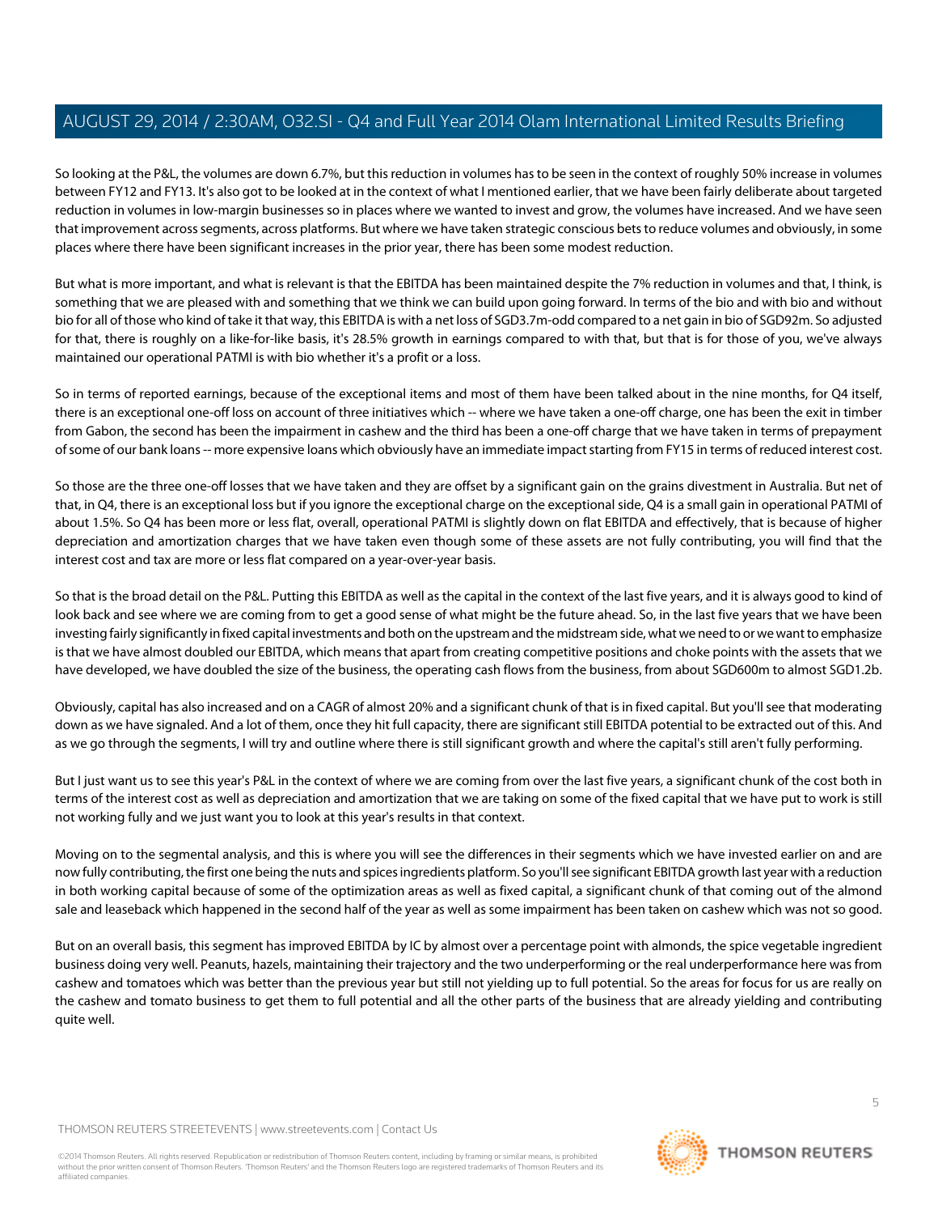So looking at the P&L, the volumes are down 6.7%, but this reduction in volumes has to be seen in the context of roughly 50% increase in volumes between FY12 and FY13. It's also got to be looked at in the context of what I mentioned earlier, that we have been fairly deliberate about targeted reduction in volumes in low-margin businesses so in places where we wanted to invest and grow, the volumes have increased. And we have seen that improvement across segments, across platforms. But where we have taken strategic conscious bets to reduce volumes and obviously, in some places where there have been significant increases in the prior year, there has been some modest reduction.

But what is more important, and what is relevant is that the EBITDA has been maintained despite the 7% reduction in volumes and that, I think, is something that we are pleased with and something that we think we can build upon going forward. In terms of the bio and with bio and without bio for all of those who kind of take it that way, this EBITDA is with a net loss of SGD3.7m-odd compared to a net gain in bio of SGD92m. So adjusted for that, there is roughly on a like-for-like basis, it's 28.5% growth in earnings compared to with that, but that is for those of you, we've always maintained our operational PATMI is with bio whether it's a profit or a loss.

So in terms of reported earnings, because of the exceptional items and most of them have been talked about in the nine months, for Q4 itself, there is an exceptional one-off loss on account of three initiatives which -- where we have taken a one-off charge, one has been the exit in timber from Gabon, the second has been the impairment in cashew and the third has been a one-off charge that we have taken in terms of prepayment of some of our bank loans -- more expensive loans which obviously have an immediate impact starting from FY15 in terms of reduced interest cost.

So those are the three one-off losses that we have taken and they are offset by a significant gain on the grains divestment in Australia. But net of that, in Q4, there is an exceptional loss but if you ignore the exceptional charge on the exceptional side, Q4 is a small gain in operational PATMI of about 1.5%. So Q4 has been more or less flat, overall, operational PATMI is slightly down on flat EBITDA and effectively, that is because of higher depreciation and amortization charges that we have taken even though some of these assets are not fully contributing, you will find that the interest cost and tax are more or less flat compared on a year-over-year basis.

So that is the broad detail on the P&L. Putting this EBITDA as well as the capital in the context of the last five years, and it is always good to kind of look back and see where we are coming from to get a good sense of what might be the future ahead. So, in the last five years that we have been investing fairly significantly in fixed capital investments and both on the upstream and the midstream side, what we need to or we want to emphasize is that we have almost doubled our EBITDA, which means that apart from creating competitive positions and choke points with the assets that we have developed, we have doubled the size of the business, the operating cash flows from the business, from about SGD600m to almost SGD1.2b.

Obviously, capital has also increased and on a CAGR of almost 20% and a significant chunk of that is in fixed capital. But you'll see that moderating down as we have signaled. And a lot of them, once they hit full capacity, there are significant still EBITDA potential to be extracted out of this. And as we go through the segments, I will try and outline where there is still significant growth and where the capital's still aren't fully performing.

But I just want us to see this year's P&L in the context of where we are coming from over the last five years, a significant chunk of the cost both in terms of the interest cost as well as depreciation and amortization that we are taking on some of the fixed capital that we have put to work is still not working fully and we just want you to look at this year's results in that context.

Moving on to the segmental analysis, and this is where you will see the differences in their segments which we have invested earlier on and are now fully contributing, the first one being the nuts and spices ingredients platform. So you'll see significant EBITDA growth last year with a reduction in both working capital because of some of the optimization areas as well as fixed capital, a significant chunk of that coming out of the almond sale and leaseback which happened in the second half of the year as well as some impairment has been taken on cashew which was not so good.

But on an overall basis, this segment has improved EBITDA by IC by almost over a percentage point with almonds, the spice vegetable ingredient business doing very well. Peanuts, hazels, maintaining their trajectory and the two underperforming or the real underperformance here was from cashew and tomatoes which was better than the previous year but still not yielding up to full potential. So the areas for focus for us are really on the cashew and tomato business to get them to full potential and all the other parts of the business that are already yielding and contributing quite well.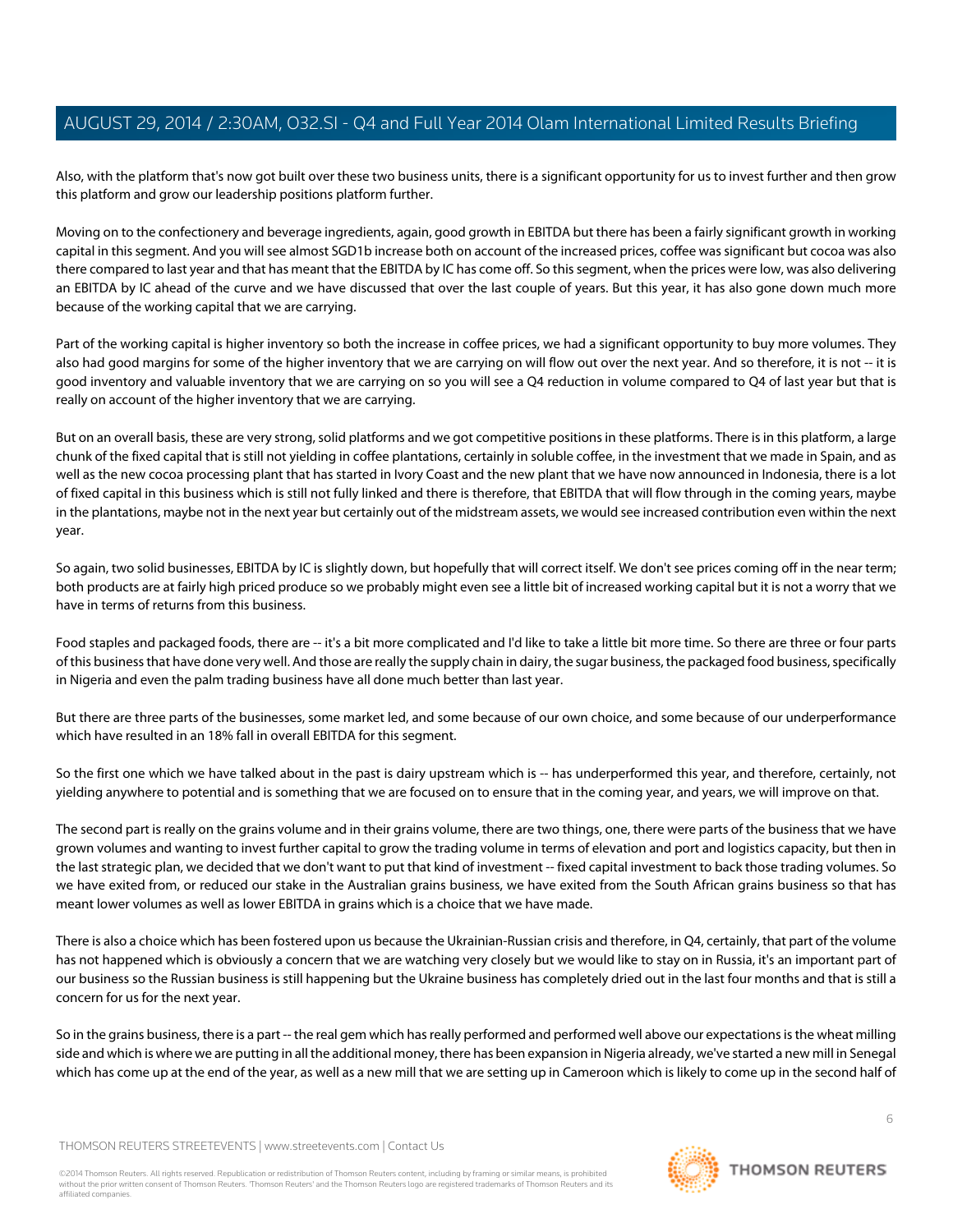Also, with the platform that's now got built over these two business units, there is a significant opportunity for us to invest further and then grow this platform and grow our leadership positions platform further.

Moving on to the confectionery and beverage ingredients, again, good growth in EBITDA but there has been a fairly significant growth in working capital in this segment. And you will see almost SGD1b increase both on account of the increased prices, coffee was significant but cocoa was also there compared to last year and that has meant that the EBITDA by IC has come off. So this segment, when the prices were low, was also delivering an EBITDA by IC ahead of the curve and we have discussed that over the last couple of years. But this year, it has also gone down much more because of the working capital that we are carrying.

Part of the working capital is higher inventory so both the increase in coffee prices, we had a significant opportunity to buy more volumes. They also had good margins for some of the higher inventory that we are carrying on will flow out over the next year. And so therefore, it is not -- it is good inventory and valuable inventory that we are carrying on so you will see a Q4 reduction in volume compared to Q4 of last year but that is really on account of the higher inventory that we are carrying.

But on an overall basis, these are very strong, solid platforms and we got competitive positions in these platforms. There is in this platform, a large chunk of the fixed capital that is still not yielding in coffee plantations, certainly in soluble coffee, in the investment that we made in Spain, and as well as the new cocoa processing plant that has started in Ivory Coast and the new plant that we have now announced in Indonesia, there is a lot of fixed capital in this business which is still not fully linked and there is therefore, that EBITDA that will flow through in the coming years, maybe in the plantations, maybe not in the next year but certainly out of the midstream assets, we would see increased contribution even within the next year.

So again, two solid businesses, EBITDA by IC is slightly down, but hopefully that will correct itself. We don't see prices coming off in the near term; both products are at fairly high priced produce so we probably might even see a little bit of increased working capital but it is not a worry that we have in terms of returns from this business.

Food staples and packaged foods, there are -- it's a bit more complicated and I'd like to take a little bit more time. So there are three or four parts of this business that have done very well. And those are really the supply chain in dairy, the sugar business, the packaged food business, specifically in Nigeria and even the palm trading business have all done much better than last year.

But there are three parts of the businesses, some market led, and some because of our own choice, and some because of our underperformance which have resulted in an 18% fall in overall EBITDA for this segment.

So the first one which we have talked about in the past is dairy upstream which is -- has underperformed this year, and therefore, certainly, not yielding anywhere to potential and is something that we are focused on to ensure that in the coming year, and years, we will improve on that.

The second part is really on the grains volume and in their grains volume, there are two things, one, there were parts of the business that we have grown volumes and wanting to invest further capital to grow the trading volume in terms of elevation and port and logistics capacity, but then in the last strategic plan, we decided that we don't want to put that kind of investment -- fixed capital investment to back those trading volumes. So we have exited from, or reduced our stake in the Australian grains business, we have exited from the South African grains business so that has meant lower volumes as well as lower EBITDA in grains which is a choice that we have made.

There is also a choice which has been fostered upon us because the Ukrainian-Russian crisis and therefore, in Q4, certainly, that part of the volume has not happened which is obviously a concern that we are watching very closely but we would like to stay on in Russia, it's an important part of our business so the Russian business is still happening but the Ukraine business has completely dried out in the last four months and that is still a concern for us for the next year.

So in the grains business, there is a part -- the real gem which has really performed and performed well above our expectations is the wheat milling side and which is where we are putting in all the additional money, there has been expansion in Nigeria already, we've started a new mill in Senegal which has come up at the end of the year, as well as a new mill that we are setting up in Cameroon which is likely to come up in the second half of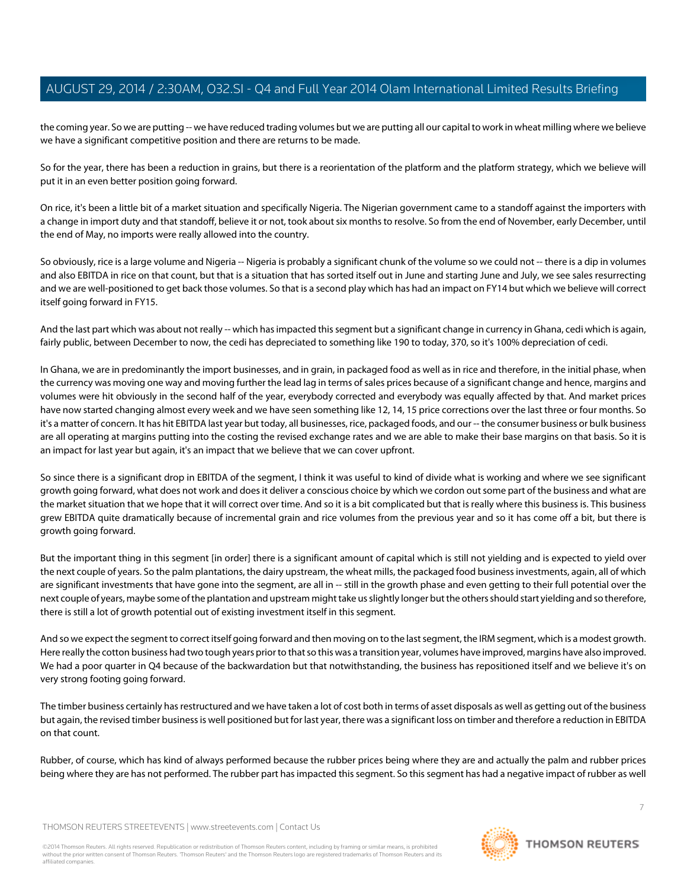the coming year. So we are putting -- we have reduced trading volumes but we are putting all our capital to work in wheat milling where we believe we have a significant competitive position and there are returns to be made.

So for the year, there has been a reduction in grains, but there is a reorientation of the platform and the platform strategy, which we believe will put it in an even better position going forward.

On rice, it's been a little bit of a market situation and specifically Nigeria. The Nigerian government came to a standoff against the importers with a change in import duty and that standoff, believe it or not, took about six months to resolve. So from the end of November, early December, until the end of May, no imports were really allowed into the country.

So obviously, rice is a large volume and Nigeria -- Nigeria is probably a significant chunk of the volume so we could not -- there is a dip in volumes and also EBITDA in rice on that count, but that is a situation that has sorted itself out in June and starting June and July, we see sales resurrecting and we are well-positioned to get back those volumes. So that is a second play which has had an impact on FY14 but which we believe will correct itself going forward in FY15.

And the last part which was about not really -- which has impacted this segment but a significant change in currency in Ghana, cedi which is again, fairly public, between December to now, the cedi has depreciated to something like 190 to today, 370, so it's 100% depreciation of cedi.

In Ghana, we are in predominantly the import businesses, and in grain, in packaged food as well as in rice and therefore, in the initial phase, when the currency was moving one way and moving further the lead lag in terms of sales prices because of a significant change and hence, margins and volumes were hit obviously in the second half of the year, everybody corrected and everybody was equally affected by that. And market prices have now started changing almost every week and we have seen something like 12, 14, 15 price corrections over the last three or four months. So it's a matter of concern. It has hit EBITDA last year but today, all businesses, rice, packaged foods, and our -- the consumer business or bulk business are all operating at margins putting into the costing the revised exchange rates and we are able to make their base margins on that basis. So it is an impact for last year but again, it's an impact that we believe that we can cover upfront.

So since there is a significant drop in EBITDA of the segment, I think it was useful to kind of divide what is working and where we see significant growth going forward, what does not work and does it deliver a conscious choice by which we cordon out some part of the business and what are the market situation that we hope that it will correct over time. And so it is a bit complicated but that is really where this business is. This business grew EBITDA quite dramatically because of incremental grain and rice volumes from the previous year and so it has come off a bit, but there is growth going forward.

But the important thing in this segment [in order] there is a significant amount of capital which is still not yielding and is expected to yield over the next couple of years. So the palm plantations, the dairy upstream, the wheat mills, the packaged food business investments, again, all of which are significant investments that have gone into the segment, are all in -- still in the growth phase and even getting to their full potential over the next couple of years, maybe some of the plantation and upstream might take us slightly longer but the others should start yielding and so therefore, there is still a lot of growth potential out of existing investment itself in this segment.

And so we expect the segment to correct itself going forward and then moving on to the last segment, the IRM segment, which is a modest growth. Here really the cotton business had two tough years prior to that so this was a transition year, volumes have improved, margins have also improved. We had a poor quarter in Q4 because of the backwardation but that notwithstanding, the business has repositioned itself and we believe it's on very strong footing going forward.

The timber business certainly has restructured and we have taken a lot of cost both in terms of asset disposals as well as getting out of the business but again, the revised timber business is well positioned but for last year, there was a significant loss on timber and therefore a reduction in EBITDA on that count.

Rubber, of course, which has kind of always performed because the rubber prices being where they are and actually the palm and rubber prices being where they are has not performed. The rubber part has impacted this segment. So this segment has had a negative impact of rubber as well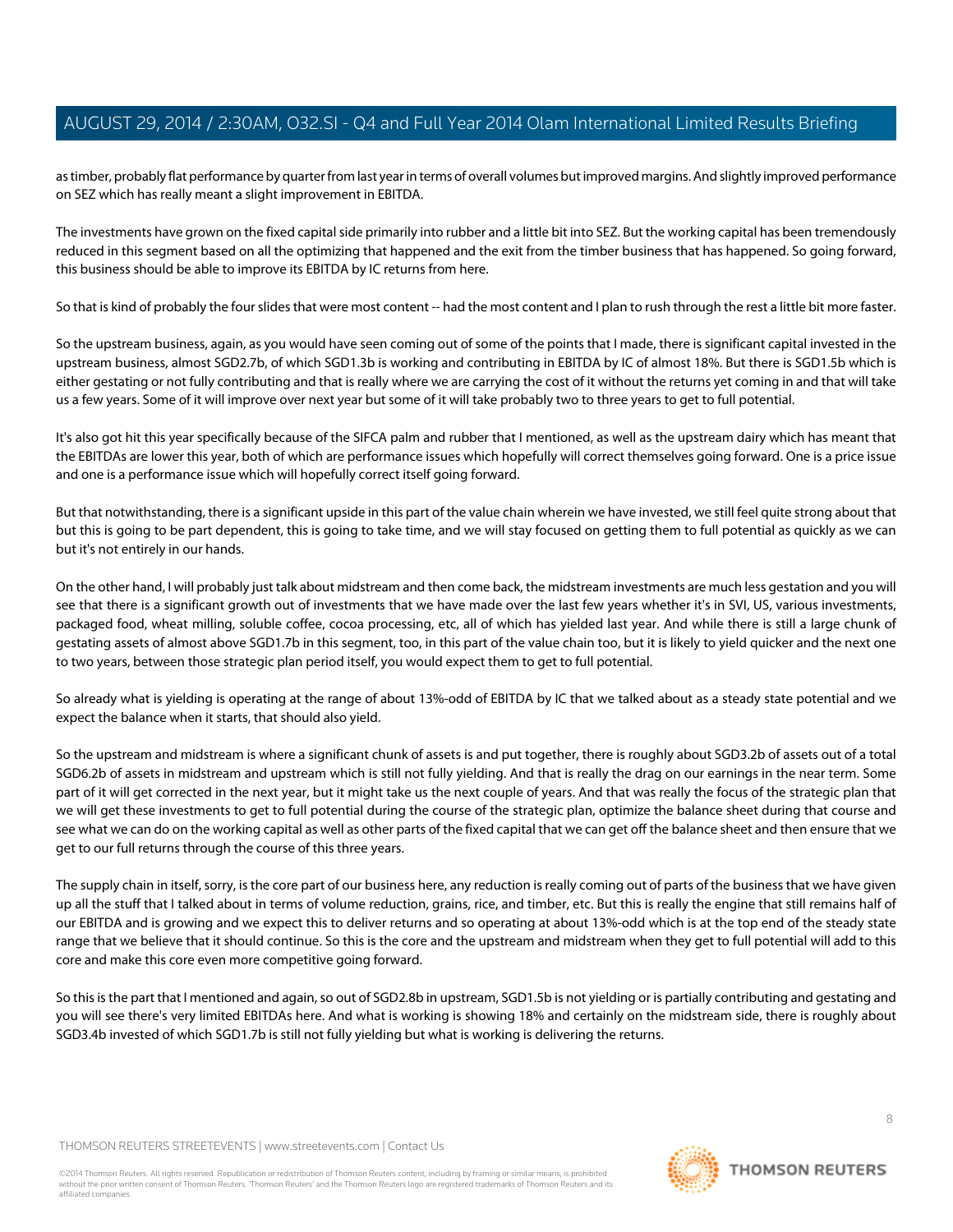as timber, probably flat performance by quarter from last year in terms of overall volumes but improved margins. And slightly improved performance on SEZ which has really meant a slight improvement in EBITDA.

The investments have grown on the fixed capital side primarily into rubber and a little bit into SEZ. But the working capital has been tremendously reduced in this segment based on all the optimizing that happened and the exit from the timber business that has happened. So going forward, this business should be able to improve its EBITDA by IC returns from here.

So that is kind of probably the four slides that were most content -- had the most content and I plan to rush through the rest a little bit more faster.

So the upstream business, again, as you would have seen coming out of some of the points that I made, there is significant capital invested in the upstream business, almost SGD2.7b, of which SGD1.3b is working and contributing in EBITDA by IC of almost 18%. But there is SGD1.5b which is either gestating or not fully contributing and that is really where we are carrying the cost of it without the returns yet coming in and that will take us a few years. Some of it will improve over next year but some of it will take probably two to three years to get to full potential.

It's also got hit this year specifically because of the SIFCA palm and rubber that I mentioned, as well as the upstream dairy which has meant that the EBITDAs are lower this year, both of which are performance issues which hopefully will correct themselves going forward. One is a price issue and one is a performance issue which will hopefully correct itself going forward.

But that notwithstanding, there is a significant upside in this part of the value chain wherein we have invested, we still feel quite strong about that but this is going to be part dependent, this is going to take time, and we will stay focused on getting them to full potential as quickly as we can but it's not entirely in our hands.

On the other hand, I will probably just talk about midstream and then come back, the midstream investments are much less gestation and you will see that there is a significant growth out of investments that we have made over the last few years whether it's in SVI, US, various investments, packaged food, wheat milling, soluble coffee, cocoa processing, etc, all of which has yielded last year. And while there is still a large chunk of gestating assets of almost above SGD1.7b in this segment, too, in this part of the value chain too, but it is likely to yield quicker and the next one to two years, between those strategic plan period itself, you would expect them to get to full potential.

So already what is yielding is operating at the range of about 13%-odd of EBITDA by IC that we talked about as a steady state potential and we expect the balance when it starts, that should also yield.

So the upstream and midstream is where a significant chunk of assets is and put together, there is roughly about SGD3.2b of assets out of a total SGD6.2b of assets in midstream and upstream which is still not fully yielding. And that is really the drag on our earnings in the near term. Some part of it will get corrected in the next year, but it might take us the next couple of years. And that was really the focus of the strategic plan that we will get these investments to get to full potential during the course of the strategic plan, optimize the balance sheet during that course and see what we can do on the working capital as well as other parts of the fixed capital that we can get off the balance sheet and then ensure that we get to our full returns through the course of this three years.

The supply chain in itself, sorry, is the core part of our business here, any reduction is really coming out of parts of the business that we have given up all the stuff that I talked about in terms of volume reduction, grains, rice, and timber, etc. But this is really the engine that still remains half of our EBITDA and is growing and we expect this to deliver returns and so operating at about 13%-odd which is at the top end of the steady state range that we believe that it should continue. So this is the core and the upstream and midstream when they get to full potential will add to this core and make this core even more competitive going forward.

So this is the part that I mentioned and again, so out of SGD2.8b in upstream, SGD1.5b is not yielding or is partially contributing and gestating and you will see there's very limited EBITDAs here. And what is working is showing 18% and certainly on the midstream side, there is roughly about SGD3.4b invested of which SGD1.7b is still not fully yielding but what is working is delivering the returns.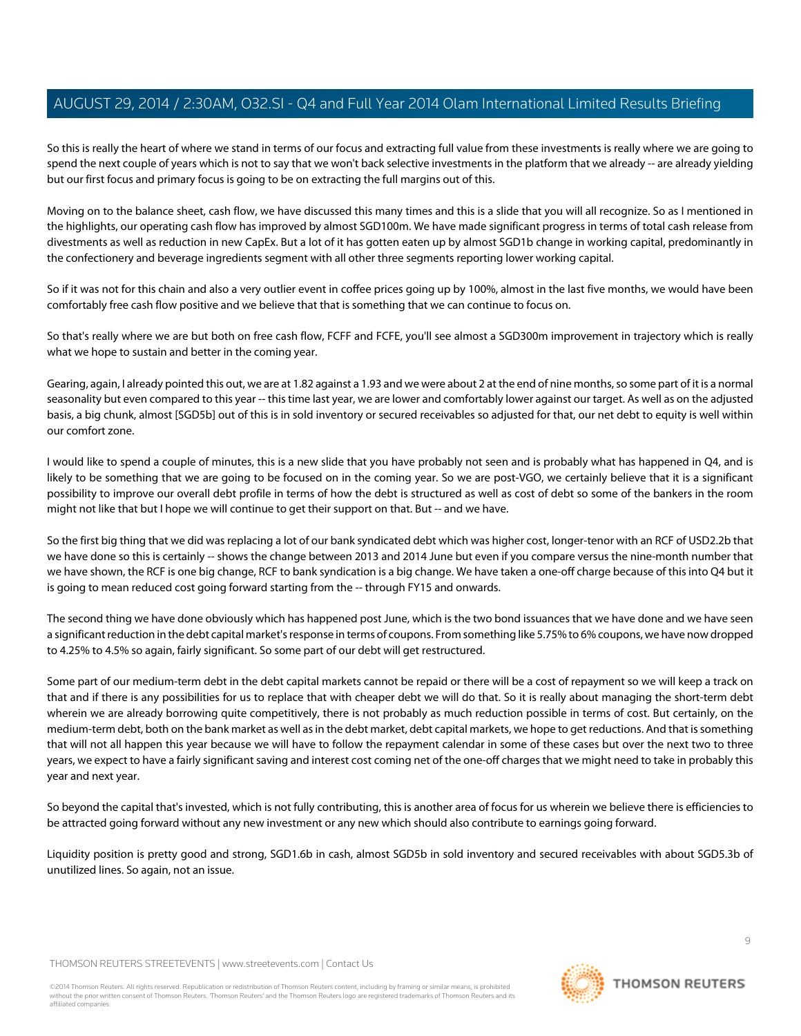So this is really the heart of where we stand in terms of our focus and extracting full value from these investments is really where we are going to spend the next couple of years which is not to say that we won't back selective investments in the platform that we already -- are already yielding but our first focus and primary focus is going to be on extracting the full margins out of this.

Moving on to the balance sheet, cash flow, we have discussed this many times and this is a slide that you will all recognize. So as I mentioned in the highlights, our operating cash flow has improved by almost SGD100m. We have made significant progress in terms of total cash release from divestments as well as reduction in new CapEx. But a lot of it has gotten eaten up by almost SGD1b change in working capital, predominantly in the confectionery and beverage ingredients segment with all other three segments reporting lower working capital.

So if it was not for this chain and also a very outlier event in coffee prices going up by 100%, almost in the last five months, we would have been comfortably free cash flow positive and we believe that that is something that we can continue to focus on.

So that's really where we are but both on free cash flow, FCFF and FCFE, you'll see almost a SGD300m improvement in trajectory which is really what we hope to sustain and better in the coming year.

Gearing, again, I already pointed this out, we are at 1.82 against a 1.93 and we were about 2 at the end of nine months, so some part of it is a normal seasonality but even compared to this year -- this time last year, we are lower and comfortably lower against our target. As well as on the adjusted basis, a big chunk, almost [SGD5b] out of this is in sold inventory or secured receivables so adjusted for that, our net debt to equity is well within our comfort zone.

I would like to spend a couple of minutes, this is a new slide that you have probably not seen and is probably what has happened in Q4, and is likely to be something that we are going to be focused on in the coming year. So we are post-VGO, we certainly believe that it is a significant possibility to improve our overall debt profile in terms of how the debt is structured as well as cost of debt so some of the bankers in the room might not like that but I hope we will continue to get their support on that. But -- and we have.

So the first big thing that we did was replacing a lot of our bank syndicated debt which was higher cost, longer-tenor with an RCF of USD2.2b that we have done so this is certainly -- shows the change between 2013 and 2014 June but even if you compare versus the nine-month number that we have shown, the RCF is one big change, RCF to bank syndication is a big change. We have taken a one-off charge because of this into Q4 but it is going to mean reduced cost going forward starting from the -- through FY15 and onwards.

The second thing we have done obviously which has happened post June, which is the two bond issuances that we have done and we have seen a significant reduction in the debt capital market's response in terms of coupons. From something like 5.75% to 6% coupons, we have now dropped to 4.25% to 4.5% so again, fairly significant. So some part of our debt will get restructured.

Some part of our medium-term debt in the debt capital markets cannot be repaid or there will be a cost of repayment so we will keep a track on that and if there is any possibilities for us to replace that with cheaper debt we will do that. So it is really about managing the short-term debt wherein we are already borrowing quite competitively, there is not probably as much reduction possible in terms of cost. But certainly, on the medium-term debt, both on the bank market as well as in the debt market, debt capital markets, we hope to get reductions. And that is something that will not all happen this year because we will have to follow the repayment calendar in some of these cases but over the next two to three years, we expect to have a fairly significant saving and interest cost coming net of the one-off charges that we might need to take in probably this year and next year.

So beyond the capital that's invested, which is not fully contributing, this is another area of focus for us wherein we believe there is efficiencies to be attracted going forward without any new investment or any new which should also contribute to earnings going forward.

Liquidity position is pretty good and strong, SGD1.6b in cash, almost SGD5b in sold inventory and secured receivables with about SGD5.3b of unutilized lines. So again, not an issue.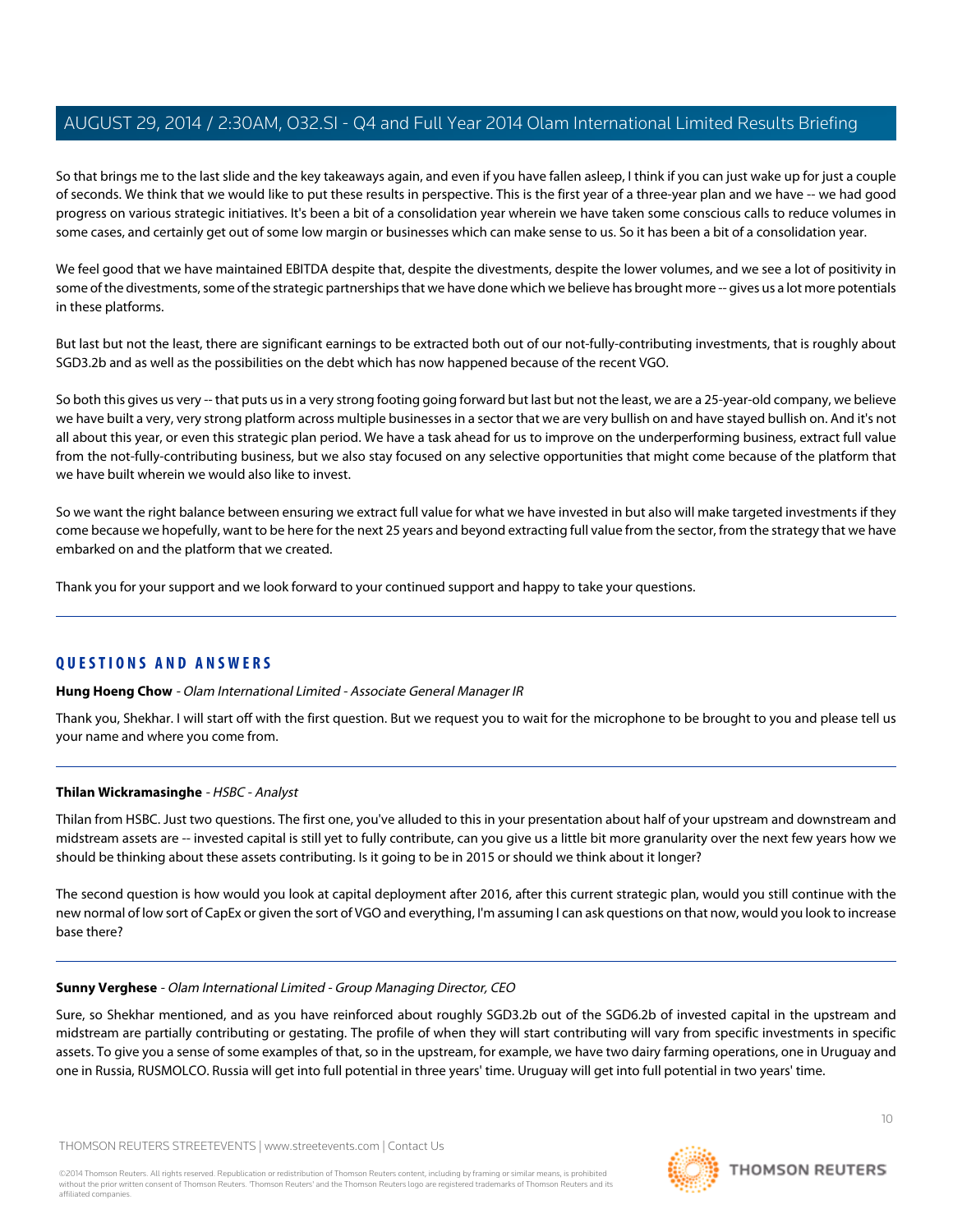So that brings me to the last slide and the key takeaways again, and even if you have fallen asleep, I think if you can just wake up for just a couple of seconds. We think that we would like to put these results in perspective. This is the first year of a three-year plan and we have -- we had good progress on various strategic initiatives. It's been a bit of a consolidation year wherein we have taken some conscious calls to reduce volumes in some cases, and certainly get out of some low margin or businesses which can make sense to us. So it has been a bit of a consolidation year.

We feel good that we have maintained EBITDA despite that, despite the divestments, despite the lower volumes, and we see a lot of positivity in some of the divestments, some of the strategic partnerships that we have done which we believe has brought more -- gives us a lot more potentials in these platforms.

But last but not the least, there are significant earnings to be extracted both out of our not-fully-contributing investments, that is roughly about SGD3.2b and as well as the possibilities on the debt which has now happened because of the recent VGO.

So both this gives us very -- that puts us in a very strong footing going forward but last but not the least, we are a 25-year-old company, we believe we have built a very, very strong platform across multiple businesses in a sector that we are very bullish on and have stayed bullish on. And it's not all about this year, or even this strategic plan period. We have a task ahead for us to improve on the underperforming business, extract full value from the not-fully-contributing business, but we also stay focused on any selective opportunities that might come because of the platform that we have built wherein we would also like to invest.

So we want the right balance between ensuring we extract full value for what we have invested in but also will make targeted investments if they come because we hopefully, want to be here for the next 25 years and beyond extracting full value from the sector, from the strategy that we have embarked on and the platform that we created.

Thank you for your support and we look forward to your continued support and happy to take your questions.

## QUESTIONS AND ANSWERS

**Hung Hoeng Chow** - *Olam International Limited - Associate General Manager IR*

Thank you, Shekhar. I will start off with the first question. But we request you to wait for the microphone to be brought to you and please tell us your name and where you come from.

**Thilan Wickramasinghe** - *HSBC - Analyst*

Thilan from HSBC. Just two questions. The first one, you've alluded to this in your presentation about half of your upstream and downstream and midstream assets are -- invested capital is still yet to fully contribute, can you give us a little bit more granularity over the next few years how we should be thinking about these assets contributing. Is it going to be in 2015 or should we think about it longer?

The second question is how would you look at capital deployment after 2016, after this current strategic plan, would you still continue with the new normal of low sort of CapEx or given the sort of VGO and everything, I'm assuming I can ask questions on that now, would you look to increase base there?

**Sunny Verghese** - *Olam International Limited - Group Managing Director, CEO*

Sure, so Shekhar mentioned, and as you have reinforced about roughly SGD3.2b out of the SGD6.2b of invested capital in the upstream and midstream are partially contributing or gestating. The profile of when they will start contributing will vary from specific investments in specific assets. To give you a sense of some examples of that, so in the upstream, for example, we have two dairy farming operations, one in Uruguay and one in Russia, RUSMOLCO. Russia will get into full potential in three years' time. Uruguay will get into full potential in two years' time.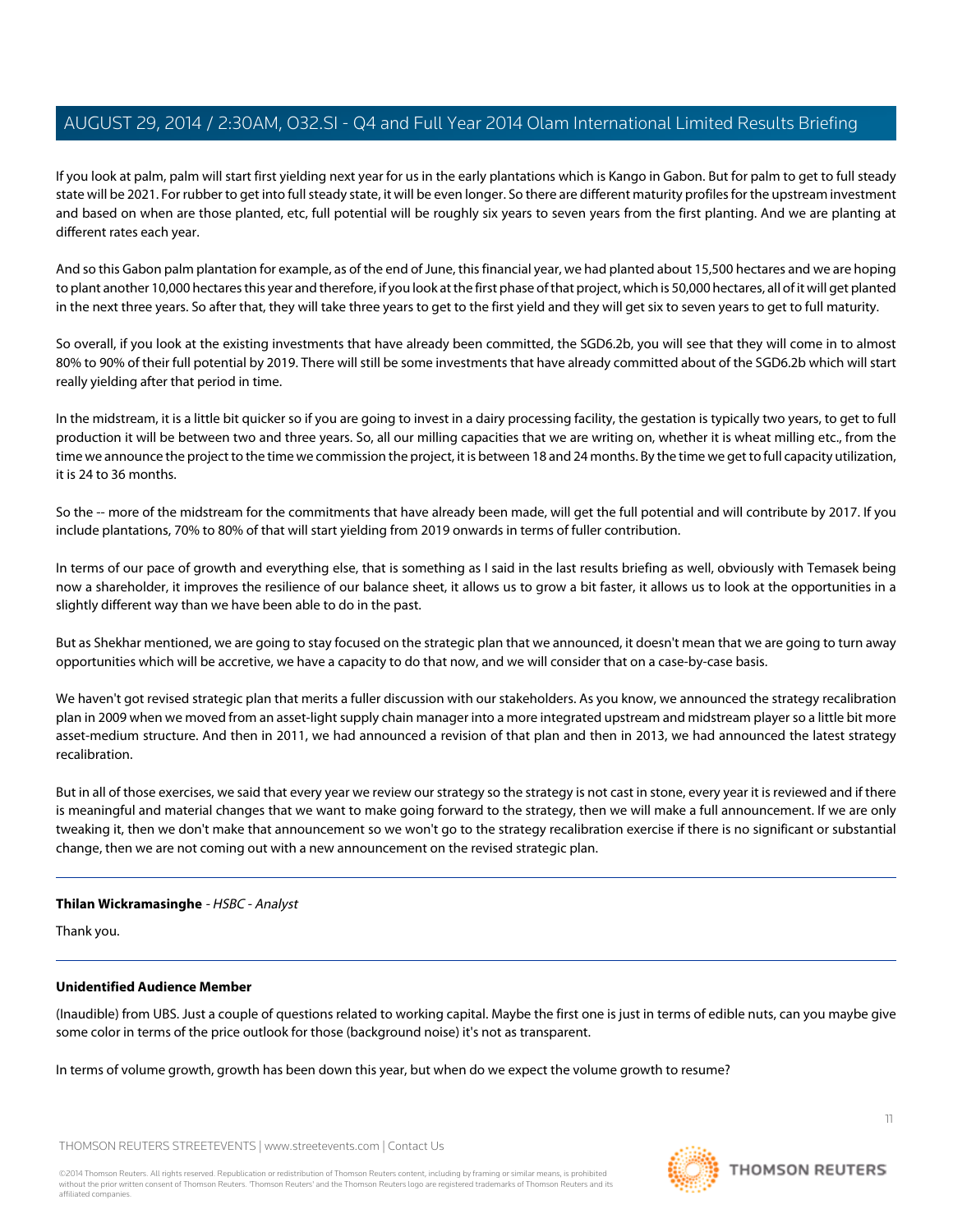If you look at palm, palm will start first yielding next year for us in the early plantations which is Kango in Gabon. But for palm to get to full steady state will be 2021. For rubber to get into full steady state, it will be even longer. So there are different maturity profiles for the upstream investment and based on when are those planted, etc, full potential will be roughly six years to seven years from the first planting. And we are planting at different rates each year.

And so this Gabon palm plantation for example, as of the end of June, this financial year, we had planted about 15,500 hectares and we are hoping to plant another 10,000 hectares this year and therefore, if you look at the first phase of that project, which is 50,000 hectares, all of it will get planted in the next three years. So after that, they will take three years to get to the first yield and they will get six to seven years to get to full maturity.

So overall, if you look at the existing investments that have already been committed, the SGD6.2b, you will see that they will come in to almost 80% to 90% of their full potential by 2019. There will still be some investments that have already committed about of the SGD6.2b which will start really yielding after that period in time.

In the midstream, it is a little bit quicker so if you are going to invest in a dairy processing facility, the gestation is typically two years, to get to full production it will be between two and three years. So, all our milling capacities that we are writing on, whether it is wheat milling etc., from the time we announce the project to the time we commission the project, it is between 18 and 24 months. By the time we get to full capacity utilization, it is 24 to 36 months.

So the -- more of the midstream for the commitments that have already been made, will get the full potential and will contribute by 2017. If you include plantations, 70% to 80% of that will start yielding from 2019 onwards in terms of fuller contribution.

In terms of our pace of growth and everything else, that is something as I said in the last results briefing as well, obviously with Temasek being now a shareholder, it improves the resilience of our balance sheet, it allows us to grow a bit faster, it allows us to look at the opportunities in a slightly different way than we have been able to do in the past.

But as Shekhar mentioned, we are going to stay focused on the strategic plan that we announced, it doesn't mean that we are going to turn away opportunities which will be accretive, we have a capacity to do that now, and we will consider that on a case-by-case basis.

We haven't got revised strategic plan that merits a fuller discussion with our stakeholders. As you know, we announced the strategy recalibration plan in 2009 when we moved from an asset-light supply chain manager into a more integrated upstream and midstream player so a little bit more asset-medium structure. And then in 2011, we had announced a revision of that plan and then in 2013, we had announced the latest strategy recalibration.

But in all of those exercises, we said that every year we review our strategy so the strategy is not cast in stone, every year it is reviewed and if there is meaningful and material changes that we want to make going forward to the strategy, then we will make a full announcement. If we are only tweaking it, then we don't make that announcement so we won't go to the strategy recalibration exercise if there is no significant or substantial change, then we are not coming out with a new announcement on the revised strategic plan.

---

**Thilan Wickramasinghe** - *HSBC - Analyst*

Thank you.

---

**Unidentified Audience Member**

(Inaudible) from UBS. Just a couple of questions related to working capital. Maybe the first one is just in terms of edible nuts, can you maybe give some color in terms of the price outlook for those (background noise) it's not as transparent.

In terms of volume growth, growth has been down this year, but when do we expect the volume growth to resume?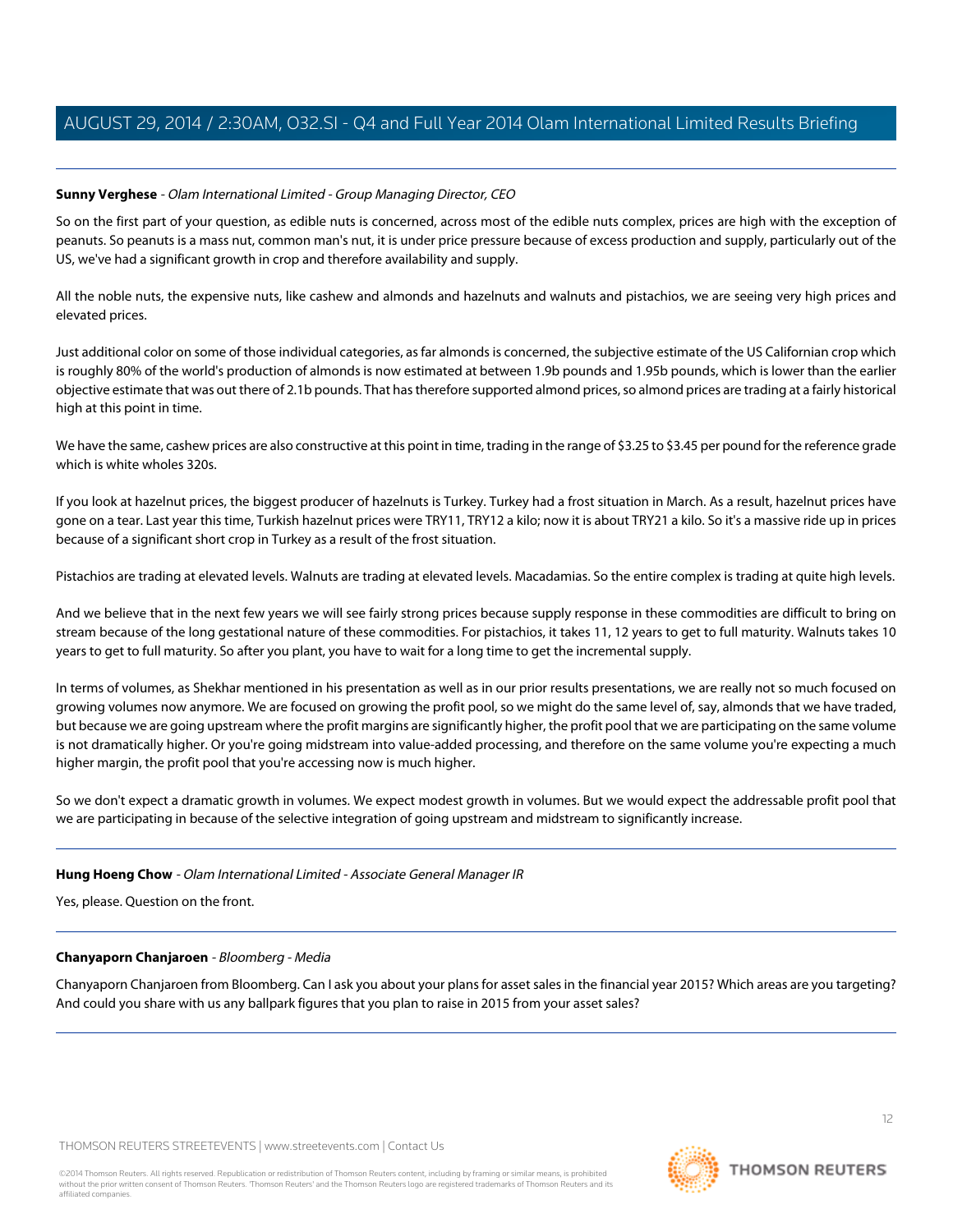**Sunny Verghese** - *Olam International Limited - Group Managing Director, CEO*

So on the first part of your question, as edible nuts is concerned, across most of the edible nuts complex, prices are high with the exception of peanuts. So peanuts is a mass nut, common man's nut, it is under price pressure because of excess production and supply, particularly out of the US, we've had a significant growth in crop and therefore availability and supply.

All the noble nuts, the expensive nuts, like cashew and almonds and hazelnuts and walnuts and pistachios, we are seeing very high prices and elevated prices.

Just additional color on some of those individual categories, as far almonds is concerned, the subjective estimate of the US Californian crop which is roughly 80% of the world's production of almonds is now estimated at between 1.9b pounds and 1.95b pounds, which is lower than the earlier objective estimate that was out there of 2.1b pounds. That has therefore supported almond prices, so almond prices are trading at a fairly historical high at this point in time.

We have the same, cashew prices are also constructive at this point in time, trading in the range of $3.25 to $3.45 per pound for the reference grade which is white wholes 320s.

If you look at hazelnut prices, the biggest producer of hazelnuts is Turkey. Turkey had a frost situation in March. As a result, hazelnut prices have gone on a tear. Last year this time, Turkish hazelnut prices were TRY11, TRY12 a kilo; now it is about TRY21 a kilo. So it's a massive ride up in prices because of a significant short crop in Turkey as a result of the frost situation.

Pistachios are trading at elevated levels. Walnuts are trading at elevated levels. Macadamias. So the entire complex is trading at quite high levels.

And we believe that in the next few years we will see fairly strong prices because supply response in these commodities are difficult to bring on stream because of the long gestational nature of these commodities. For pistachios, it takes 11, 12 years to get to full maturity. Walnuts takes 10 years to get to full maturity. So after you plant, you have to wait for a long time to get the incremental supply.

In terms of volumes, as Shekhar mentioned in his presentation as well as in our prior results presentations, we are really not so much focused on growing volumes now anymore. We are focused on growing the profit pool, so we might do the same level of, say, almonds that we have traded, but because we are going upstream where the profit margins are significantly higher, the profit pool that we are participating on the same volume is not dramatically higher. Or you're going midstream into value-added processing, and therefore on the same volume you're expecting a much higher margin, the profit pool that you're accessing now is much higher.

So we don't expect a dramatic growth in volumes. We expect modest growth in volumes. But we would expect the addressable profit pool that we are participating in because of the selective integration of going upstream and midstream to significantly increase.

---

**Hung Hoeng Chow** - *Olam International Limited - Associate General Manager IR*

Yes, please. Question on the front.

---

**Chanyaporn Chanjaroen** - *Bloomberg - Media*

Chanyaporn Chanjaroen from Bloomberg. Can I ask you about your plans for asset sales in the financial year 2015? Which areas are you targeting? And could you share with us any ballpark figures that you plan to raise in 2015 from your asset sales?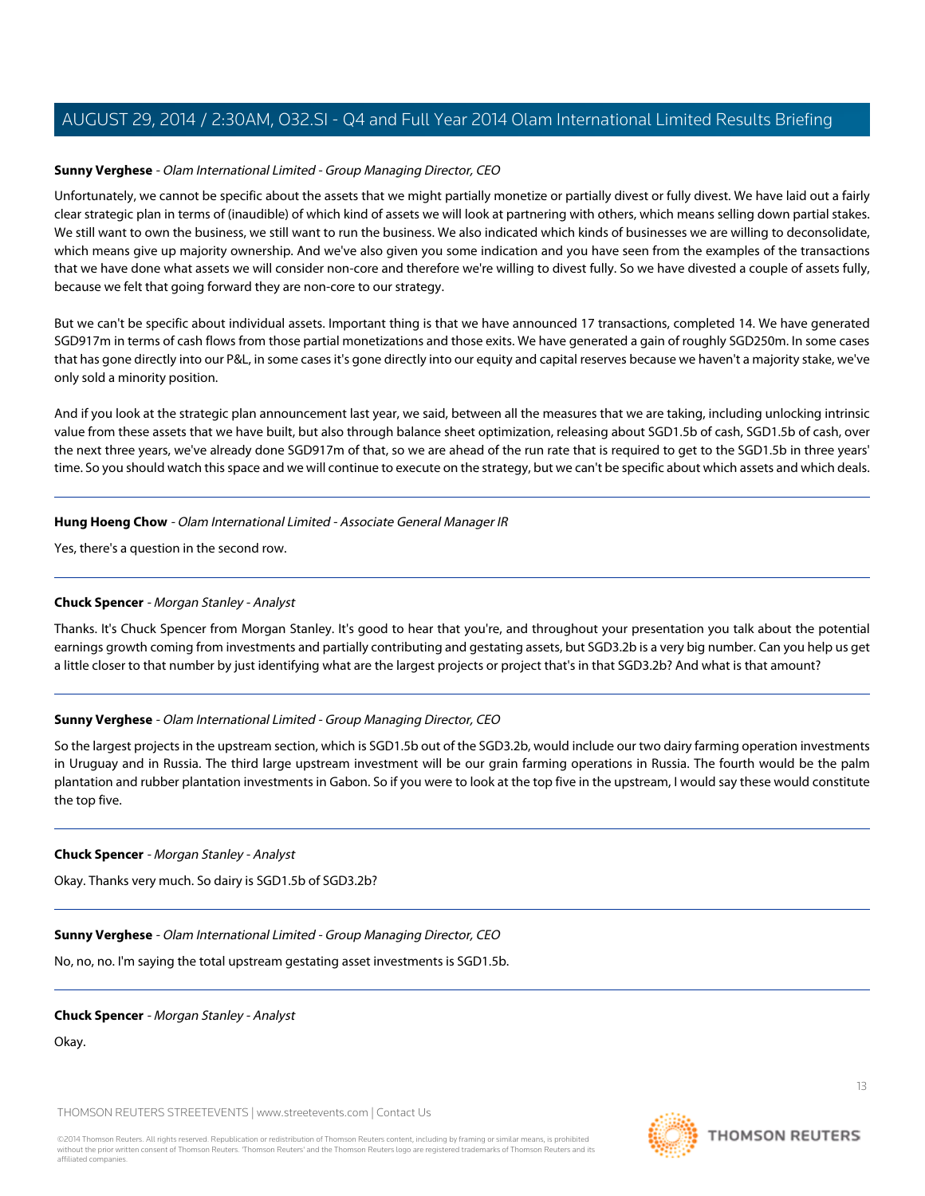**Sunny Verghese** - *Olam International Limited - Group Managing Director, CEO*

Unfortunately, we cannot be specific about the assets that we might partially monetize or partially divest or fully divest. We have laid out a fairly clear strategic plan in terms of (inaudible) of which kind of assets we will look at partnering with others, which means selling down partial stakes. We still want to own the business, we still want to run the business. We also indicated which kinds of businesses we are willing to deconsolidate, which means give up majority ownership. And we've also given you some indication and you have seen from the examples of the transactions that we have done what assets we will consider non-core and therefore we're willing to divest fully. So we have divested a couple of assets fully, because we felt that going forward they are non-core to our strategy.

But we can't be specific about individual assets. Important thing is that we have announced 17 transactions, completed 14. We have generated SGD917m in terms of cash flows from those partial monetizations and those exits. We have generated a gain of roughly SGD250m. In some cases that has gone directly into our P&L, in some cases it's gone directly into our equity and capital reserves because we haven't a majority stake, we've only sold a minority position.

And if you look at the strategic plan announcement last year, we said, between all the measures that we are taking, including unlocking intrinsic value from these assets that we have built, but also through balance sheet optimization, releasing about SGD1.5b of cash, SGD1.5b of cash, over the next three years, we've already done SGD917m of that, so we are ahead of the run rate that is required to get to the SGD1.5b in three years' time. So you should watch this space and we will continue to execute on the strategy, but we can't be specific about which assets and which deals.

---

**Hung Hoeng Chow** - *Olam International Limited - Associate General Manager IR*

Yes, there's a question in the second row.

---

**Chuck Spencer** - *Morgan Stanley - Analyst*

Thanks. It's Chuck Spencer from Morgan Stanley. It's good to hear that you're, and throughout your presentation you talk about the potential earnings growth coming from investments and partially contributing and gestating assets, but SGD3.2b is a very big number. Can you help us get a little closer to that number by just identifying what are the largest projects or project that's in that SGD3.2b? And what is that amount?

---

**Sunny Verghese** - *Olam International Limited - Group Managing Director, CEO*

So the largest projects in the upstream section, which is SGD1.5b out of the SGD3.2b, would include our two dairy farming operation investments in Uruguay and in Russia. The third large upstream investment will be our grain farming operations in Russia. The fourth would be the palm plantation and rubber plantation investments in Gabon. So if you were to look at the top five in the upstream, I would say these would constitute the top five.

---

**Chuck Spencer** - *Morgan Stanley - Analyst*

Okay. Thanks very much. So dairy is SGD1.5b of SGD3.2b?

---

**Sunny Verghese** - *Olam International Limited - Group Managing Director, CEO*

No, no, no. I'm saying the total upstream gestating asset investments is SGD1.5b.

---

**Chuck Spencer** - *Morgan Stanley - Analyst*

Okay.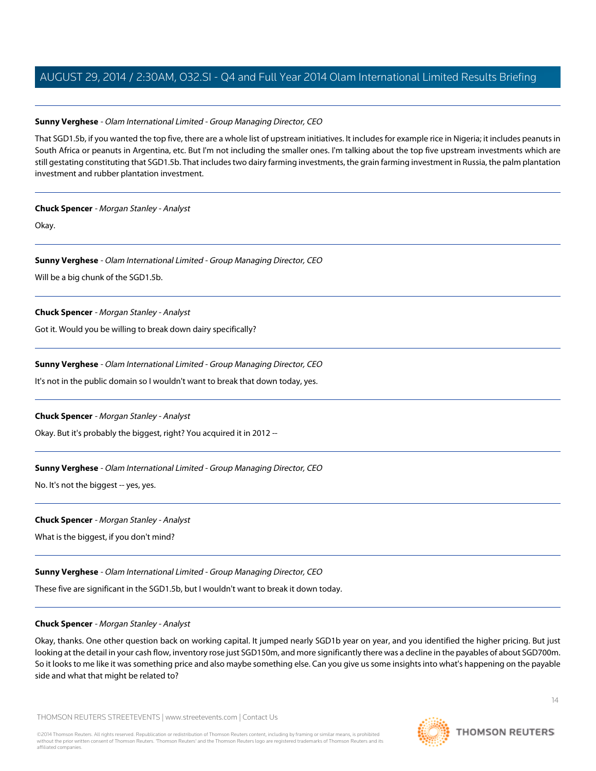**Sunny Verghese** - *Olam International Limited - Group Managing Director, CEO*

That SGD1.5b, if you wanted the top five, there are a whole list of upstream initiatives. It includes for example rice in Nigeria; it includes peanuts in South Africa or peanuts in Argentina, etc. But I'm not including the smaller ones. I'm talking about the top five upstream investments which are still gestating constituting that SGD1.5b. That includes two dairy farming investments, the grain farming investment in Russia, the palm plantation investment and rubber plantation investment.

---

**Chuck Spencer** - *Morgan Stanley - Analyst*

Okay.

---

**Sunny Verghese** - *Olam International Limited - Group Managing Director, CEO*

Will be a big chunk of the SGD1.5b.

---

**Chuck Spencer** - *Morgan Stanley - Analyst*

Got it. Would you be willing to break down dairy specifically?

---

**Sunny Verghese** - *Olam International Limited - Group Managing Director, CEO*

It's not in the public domain so I wouldn't want to break that down today, yes.

---

**Chuck Spencer** - *Morgan Stanley - Analyst*

Okay. But it's probably the biggest, right? You acquired it in 2012 --

---

**Sunny Verghese** - *Olam International Limited - Group Managing Director, CEO*

No. It's not the biggest -- yes, yes.

---

**Chuck Spencer** - *Morgan Stanley - Analyst*

What is the biggest, if you don't mind?

---

**Sunny Verghese** - *Olam International Limited - Group Managing Director, CEO*

These five are significant in the SGD1.5b, but I wouldn't want to break it down today.

---

**Chuck Spencer** - *Morgan Stanley - Analyst*

Okay, thanks. One other question back on working capital. It jumped nearly SGD1b year on year, and you identified the higher pricing. But just looking at the detail in your cash flow, inventory rose just SGD150m, and more significantly there was a decline in the payables of about SGD700m. So it looks to me like it was something price and also maybe something else. Can you give us some insights into what's happening on the payable side and what that might be related to?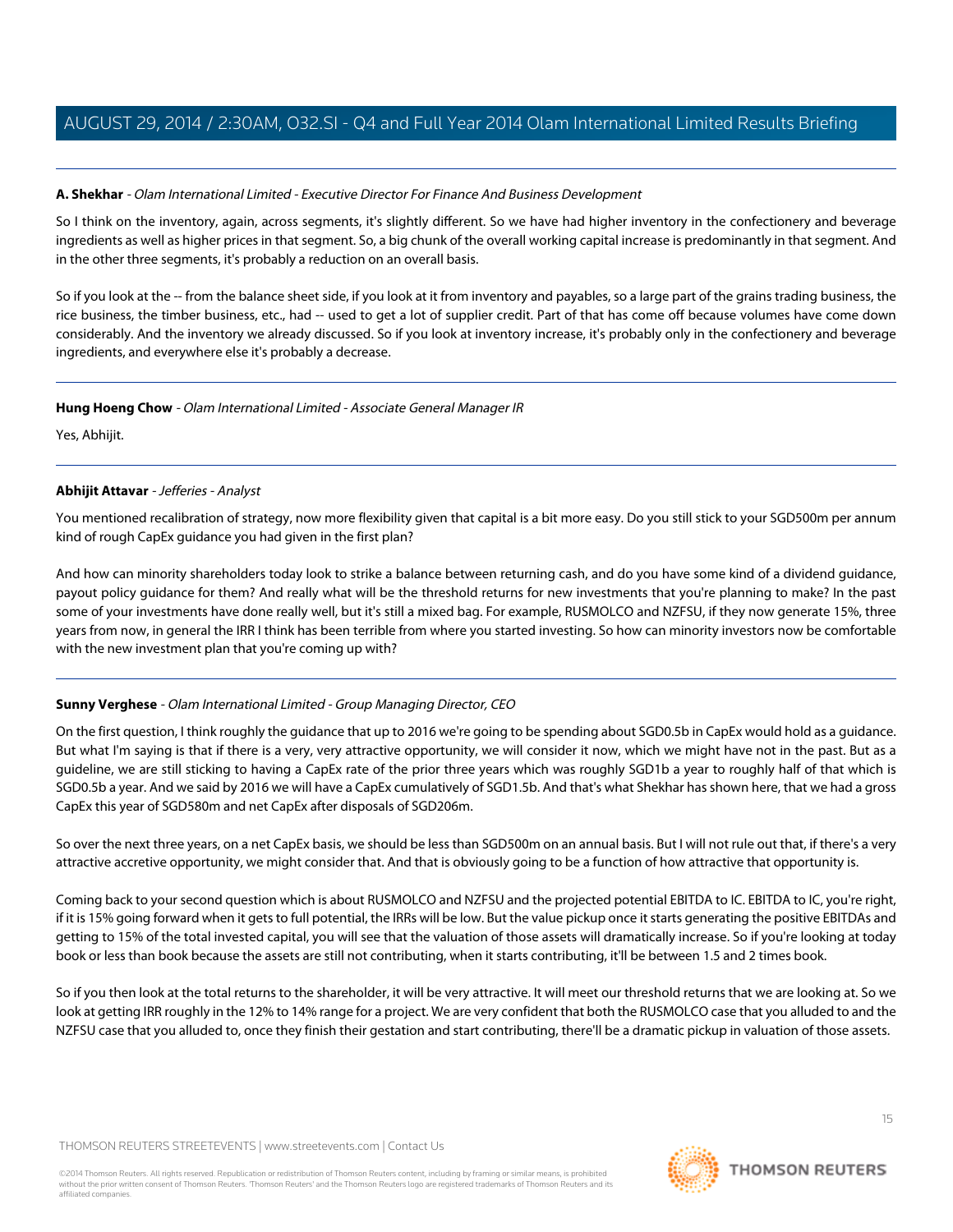**A. Shekhar** - *Olam International Limited - Executive Director For Finance And Business Development*

So I think on the inventory, again, across segments, it's slightly different. So we have had higher inventory in the confectionery and beverage ingredients as well as higher prices in that segment. So, a big chunk of the overall working capital increase is predominantly in that segment. And in the other three segments, it's probably a reduction on an overall basis.

So if you look at the -- from the balance sheet side, if you look at it from inventory and payables, so a large part of the grains trading business, the rice business, the timber business, etc., had -- used to get a lot of supplier credit. Part of that has come off because volumes have come down considerably. And the inventory we already discussed. So if you look at inventory increase, it's probably only in the confectionery and beverage ingredients, and everywhere else it's probably a decrease.

---

**Hung Hoeng Chow** - *Olam International Limited - Associate General Manager IR*

Yes, Abhijit.

---

**Abhijit Attavar** - *Jefferies - Analyst*

You mentioned recalibration of strategy, now more flexibility given that capital is a bit more easy. Do you still stick to your SGD500m per annum kind of rough CapEx guidance you had given in the first plan?

And how can minority shareholders today look to strike a balance between returning cash, and do you have some kind of a dividend guidance, payout policy guidance for them? And really what will be the threshold returns for new investments that you're planning to make? In the past some of your investments have done really well, but it's still a mixed bag. For example, RUSMOLCO and NZFSU, if they now generate 15%, three years from now, in general the IRR I think has been terrible from where you started investing. So how can minority investors now be comfortable with the new investment plan that you're coming up with?

---

**Sunny Verghese** - *Olam International Limited - Group Managing Director, CEO*

On the first question, I think roughly the guidance that up to 2016 we're going to be spending about SGD0.5b in CapEx would hold as a guidance. But what I'm saying is that if there is a very, very attractive opportunity, we will consider it now, which we might have not in the past. But as a guideline, we are still sticking to having a CapEx rate of the prior three years which was roughly SGD1b a year to roughly half of that which is SGD0.5b a year. And we said by 2016 we will have a CapEx cumulatively of SGD1.5b. And that's what Shekhar has shown here, that we had a gross CapEx this year of SGD580m and net CapEx after disposals of SGD206m.

So over the next three years, on a net CapEx basis, we should be less than SGD500m on an annual basis. But I will not rule out that, if there's a very attractive accretive opportunity, we might consider that. And that is obviously going to be a function of how attractive that opportunity is.

Coming back to your second question which is about RUSMOLCO and NZFSU and the projected potential EBITDA to IC. EBITDA to IC, you're right, if it is 15% going forward when it gets to full potential, the IRRs will be low. But the value pickup once it starts generating the positive EBITDAs and getting to 15% of the total invested capital, you will see that the valuation of those assets will dramatically increase. So if you're looking at today book or less than book because the assets are still not contributing, when it starts contributing, it'll be between 1.5 and 2 times book.

So if you then look at the total returns to the shareholder, it will be very attractive. It will meet our threshold returns that we are looking at. So we look at getting IRR roughly in the 12% to 14% range for a project. We are very confident that both the RUSMOLCO case that you alluded to and the NZFSU case that you alluded to, once they finish their gestation and start contributing, there'll be a dramatic pickup in valuation of those assets.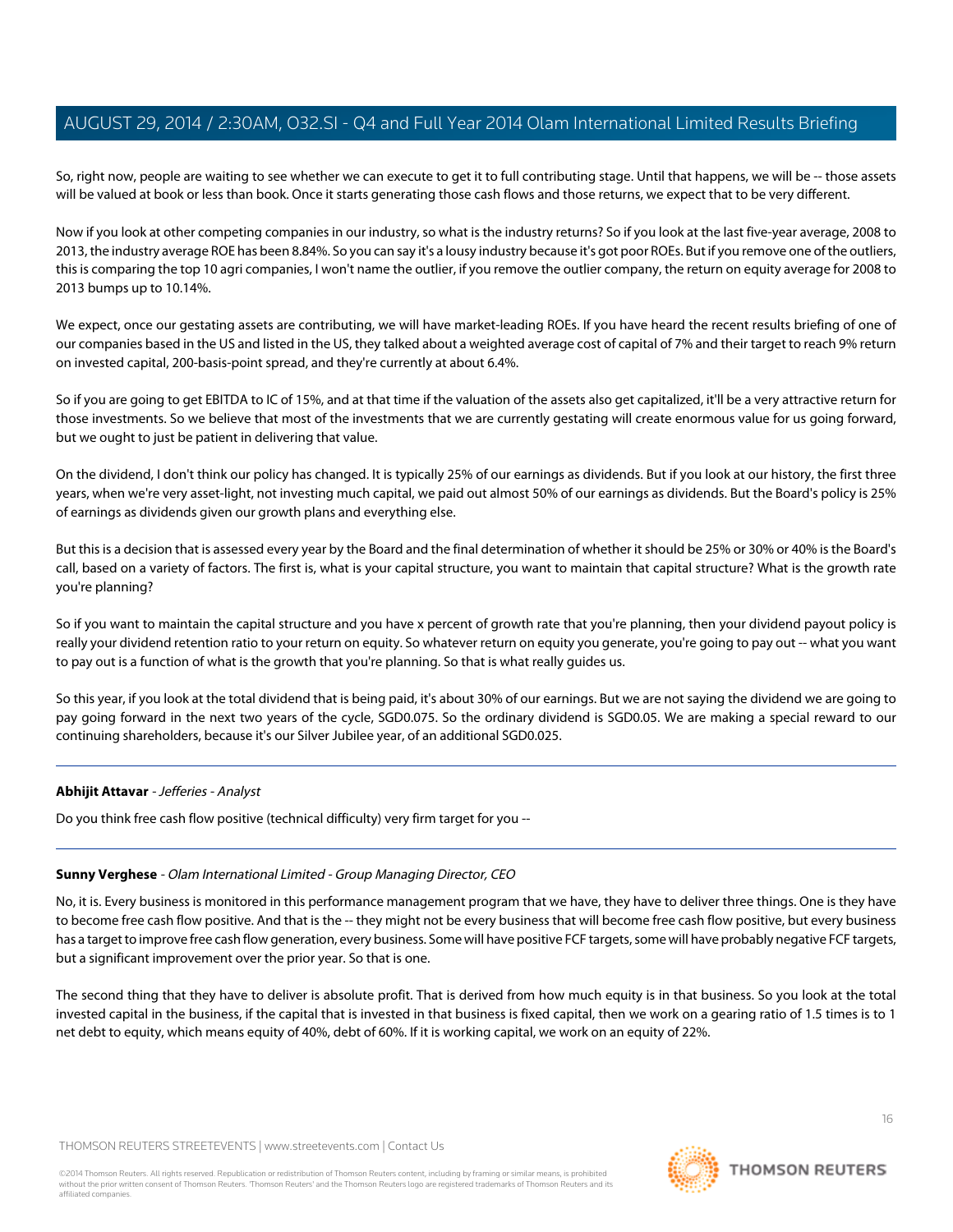So, right now, people are waiting to see whether we can execute to get it to full contributing stage. Until that happens, we will be -- those assets will be valued at book or less than book. Once it starts generating those cash flows and those returns, we expect that to be very different.

Now if you look at other competing companies in our industry, so what is the industry returns? So if you look at the last five-year average, 2008 to 2013, the industry average ROE has been 8.84%. So you can say it's a lousy industry because it's got poor ROEs. But if you remove one of the outliers, this is comparing the top 10 agri companies, I won't name the outlier, if you remove the outlier company, the return on equity average for 2008 to 2013 bumps up to 10.14%.

We expect, once our gestating assets are contributing, we will have market-leading ROEs. If you have heard the recent results briefing of one of our companies based in the US and listed in the US, they talked about a weighted average cost of capital of 7% and their target to reach 9% return on invested capital, 200-basis-point spread, and they're currently at about 6.4%.

So if you are going to get EBITDA to IC of 15%, and at that time if the valuation of the assets also get capitalized, it'll be a very attractive return for those investments. So we believe that most of the investments that we are currently gestating will create enormous value for us going forward, but we ought to just be patient in delivering that value.

On the dividend, I don't think our policy has changed. It is typically 25% of our earnings as dividends. But if you look at our history, the first three years, when we're very asset-light, not investing much capital, we paid out almost 50% of our earnings as dividends. But the Board's policy is 25% of earnings as dividends given our growth plans and everything else.

But this is a decision that is assessed every year by the Board and the final determination of whether it should be 25% or 30% or 40% is the Board's call, based on a variety of factors. The first is, what is your capital structure, you want to maintain that capital structure? What is the growth rate you're planning?

So if you want to maintain the capital structure and you have x percent of growth rate that you're planning, then your dividend payout policy is really your dividend retention ratio to your return on equity. So whatever return on equity you generate, you're going to pay out -- what you want to pay out is a function of what is the growth that you're planning. So that is what really guides us.

So this year, if you look at the total dividend that is being paid, it's about 30% of our earnings. But we are not saying the dividend we are going to pay going forward in the next two years of the cycle, SGD0.075. So the ordinary dividend is SGD0.05. We are making a special reward to our continuing shareholders, because it's our Silver Jubilee year, of an additional SGD0.025.

---

**Abhijit Attavar** - *Jefferies - Analyst*

Do you think free cash flow positive (technical difficulty) very firm target for you --

---

**Sunny Verghese** - *Olam International Limited - Group Managing Director, CEO*

No, it is. Every business is monitored in this performance management program that we have, they have to deliver three things. One is they have to become free cash flow positive. And that is the -- they might not be every business that will become free cash flow positive, but every business has a target to improve free cash flow generation, every business. Some will have positive FCF targets, some will have probably negative FCF targets, but a significant improvement over the prior year. So that is one.

The second thing that they have to deliver is absolute profit. That is derived from how much equity is in that business. So you look at the total invested capital in the business, if the capital that is invested in that business is fixed capital, then we work on a gearing ratio of 1.5 times is to 1 net debt to equity, which means equity of 40%, debt of 60%. If it is working capital, we work on an equity of 22%.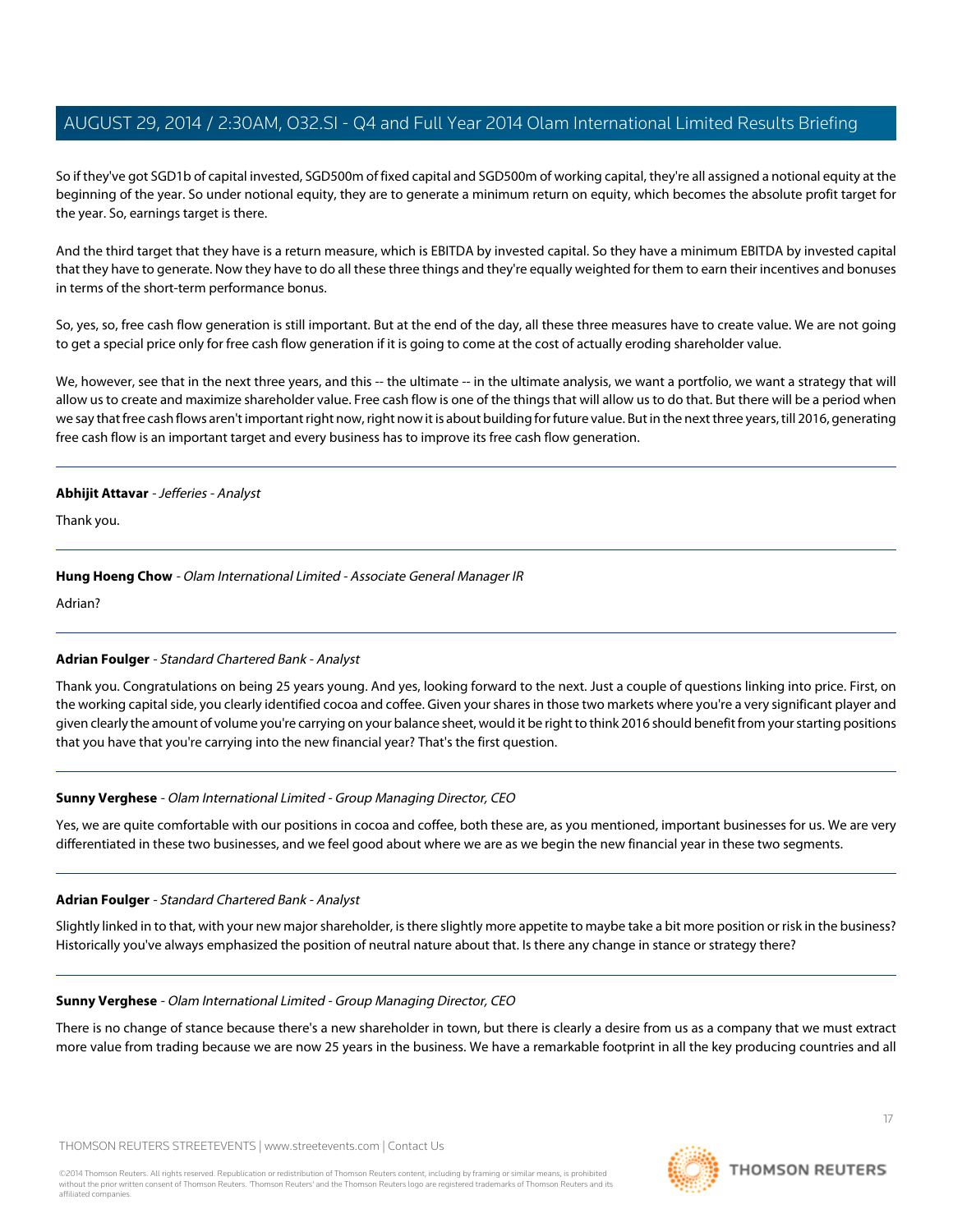So if they've got SGD1b of capital invested, SGD500m of fixed capital and SGD500m of working capital, they're all assigned a notional equity at the beginning of the year. So under notional equity, they are to generate a minimum return on equity, which becomes the absolute profit target for the year. So, earnings target is there.

And the third target that they have is a return measure, which is EBITDA by invested capital. So they have a minimum EBITDA by invested capital that they have to generate. Now they have to do all these three things and they're equally weighted for them to earn their incentives and bonuses in terms of the short-term performance bonus.

So, yes, so, free cash flow generation is still important. But at the end of the day, all these three measures have to create value. We are not going to get a special price only for free cash flow generation if it is going to come at the cost of actually eroding shareholder value.

We, however, see that in the next three years, and this -- the ultimate -- in the ultimate analysis, we want a portfolio, we want a strategy that will allow us to create and maximize shareholder value. Free cash flow is one of the things that will allow us to do that. But there will be a period when we say that free cash flows aren't important right now, right now it is about building for future value. But in the next three years, till 2016, generating free cash flow is an important target and every business has to improve its free cash flow generation.

---

**Abhijit Attavar** - *Jefferies - Analyst*

Thank you.

---

**Hung Hoeng Chow** - *Olam International Limited - Associate General Manager IR*

Adrian?

---

**Adrian Foulger** - *Standard Chartered Bank - Analyst*

Thank you. Congratulations on being 25 years young. And yes, looking forward to the next. Just a couple of questions linking into price. First, on the working capital side, you clearly identified cocoa and coffee. Given your shares in those two markets where you're a very significant player and given clearly the amount of volume you're carrying on your balance sheet, would it be right to think 2016 should benefit from your starting positions that you have that you're carrying into the new financial year? That's the first question.

---

**Sunny Verghese** - *Olam International Limited - Group Managing Director, CEO*

Yes, we are quite comfortable with our positions in cocoa and coffee, both these are, as you mentioned, important businesses for us. We are very differentiated in these two businesses, and we feel good about where we are as we begin the new financial year in these two segments.

---

**Adrian Foulger** - *Standard Chartered Bank - Analyst*

Slightly linked in to that, with your new major shareholder, is there slightly more appetite to maybe take a bit more position or risk in the business? Historically you've always emphasized the position of neutral nature about that. Is there any change in stance or strategy there?

---

**Sunny Verghese** - *Olam International Limited - Group Managing Director, CEO*

There is no change of stance because there's a new shareholder in town, but there is clearly a desire from us as a company that we must extract more value from trading because we are now 25 years in the business. We have a remarkable footprint in all the key producing countries and all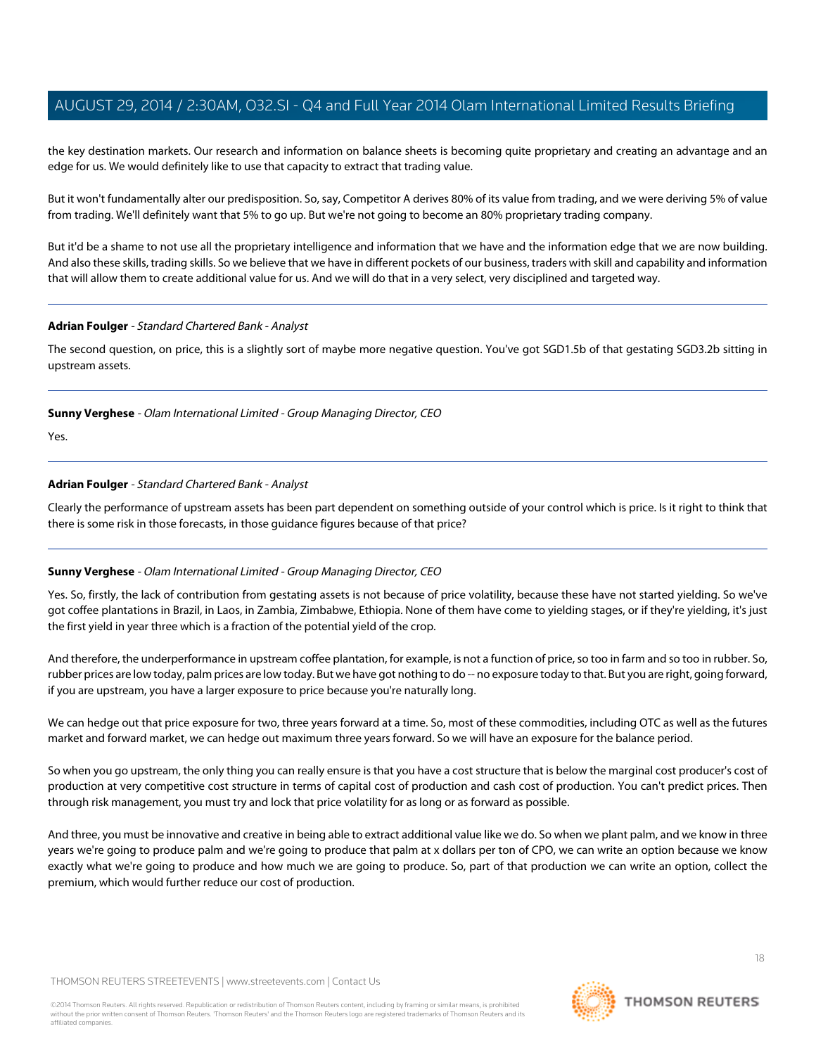the key destination markets. Our research and information on balance sheets is becoming quite proprietary and creating an advantage and an edge for us. We would definitely like to use that capacity to extract that trading value.

But it won't fundamentally alter our predisposition. So, say, Competitor A derives 80% of its value from trading, and we were deriving 5% of value from trading. We'll definitely want that 5% to go up. But we're not going to become an 80% proprietary trading company.

But it'd be a shame to not use all the proprietary intelligence and information that we have and the information edge that we are now building. And also these skills, trading skills. So we believe that we have in different pockets of our business, traders with skill and capability and information that will allow them to create additional value for us. And we will do that in a very select, very disciplined and targeted way.

---

**Adrian Foulger** - *Standard Chartered Bank - Analyst*

The second question, on price, this is a slightly sort of maybe more negative question. You've got SGD1.5b of that gestating SGD3.2b sitting in upstream assets.

---

**Sunny Verghese** - *Olam International Limited - Group Managing Director, CEO*

Yes.

---

**Adrian Foulger** - *Standard Chartered Bank - Analyst*

Clearly the performance of upstream assets has been part dependent on something outside of your control which is price. Is it right to think that there is some risk in those forecasts, in those guidance figures because of that price?

---

**Sunny Verghese** - *Olam International Limited - Group Managing Director, CEO*

Yes. So, firstly, the lack of contribution from gestating assets is not because of price volatility, because these have not started yielding. So we've got coffee plantations in Brazil, in Laos, in Zambia, Zimbabwe, Ethiopia. None of them have come to yielding stages, or if they're yielding, it's just the first yield in year three which is a fraction of the potential yield of the crop.

And therefore, the underperformance in upstream coffee plantation, for example, is not a function of price, so too in farm and so too in rubber. So, rubber prices are low today, palm prices are low today. But we have got nothing to do -- no exposure today to that. But you are right, going forward, if you are upstream, you have a larger exposure to price because you're naturally long.

We can hedge out that price exposure for two, three years forward at a time. So, most of these commodities, including OTC as well as the futures market and forward market, we can hedge out maximum three years forward. So we will have an exposure for the balance period.

So when you go upstream, the only thing you can really ensure is that you have a cost structure that is below the marginal cost producer's cost of production at very competitive cost structure in terms of capital cost of production and cash cost of production. You can't predict prices. Then through risk management, you must try and lock that price volatility for as long or as forward as possible.

And three, you must be innovative and creative in being able to extract additional value like we do. So when we plant palm, and we know in three years we're going to produce palm and we're going to produce that palm at x dollars per ton of CPO, we can write an option because we know exactly what we're going to produce and how much we are going to produce. So, part of that production we can write an option, collect the premium, which would further reduce our cost of production.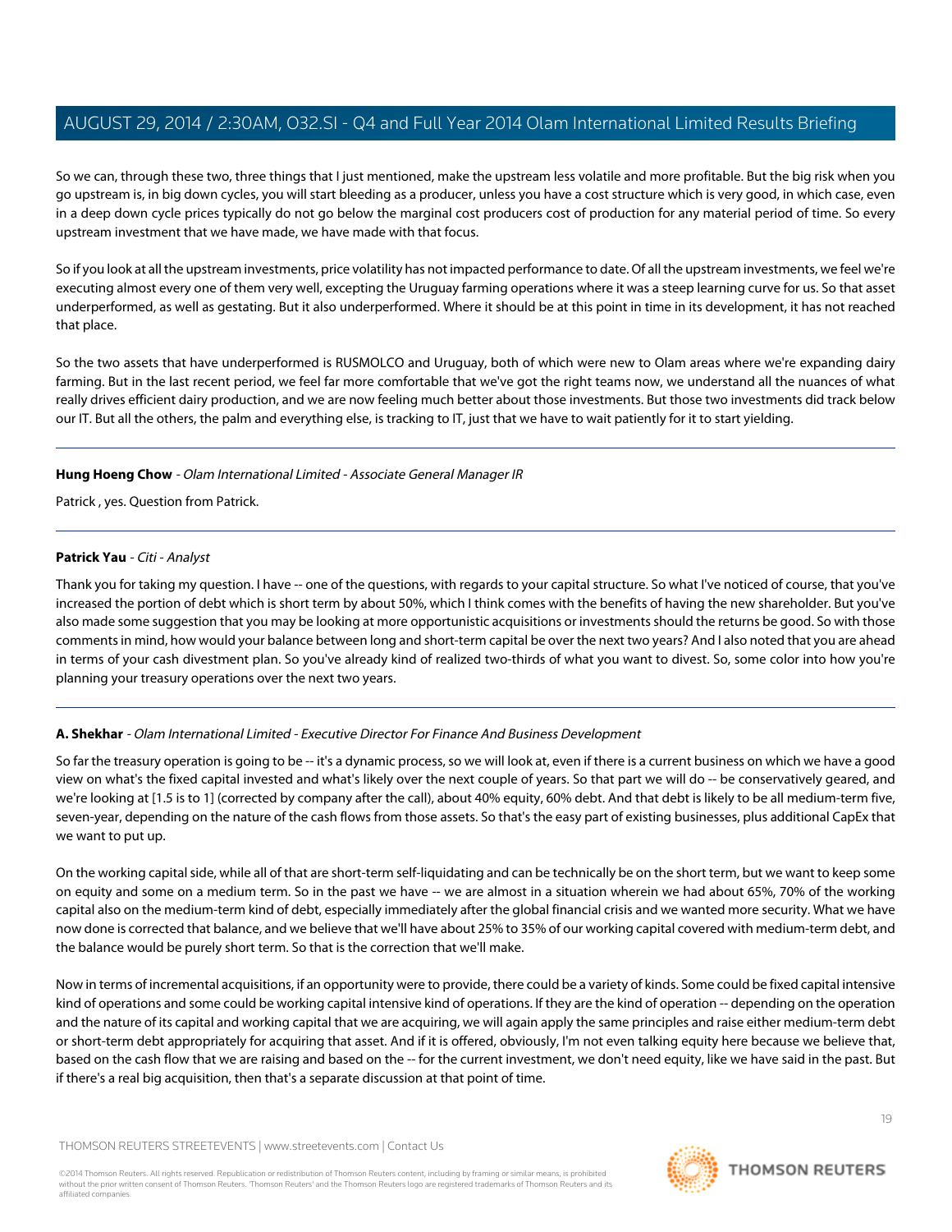So we can, through these two, three things that I just mentioned, make the upstream less volatile and more profitable. But the big risk when you go upstream is, in big down cycles, you will start bleeding as a producer, unless you have a cost structure which is very good, in which case, even in a deep down cycle prices typically do not go below the marginal cost producers cost of production for any material period of time. So every upstream investment that we have made, we have made with that focus.

So if you look at all the upstream investments, price volatility has not impacted performance to date. Of all the upstream investments, we feel we're executing almost every one of them very well, excepting the Uruguay farming operations where it was a steep learning curve for us. So that asset underperformed, as well as gestating. But it also underperformed. Where it should be at this point in time in its development, it has not reached that place.

So the two assets that have underperformed is RUSMOLCO and Uruguay, both of which were new to Olam areas where we're expanding dairy farming. But in the last recent period, we feel far more comfortable that we've got the right teams now, we understand all the nuances of what really drives efficient dairy production, and we are now feeling much better about those investments. But those two investments did track below our IT. But all the others, the palm and everything else, is tracking to IT, just that we have to wait patiently for it to start yielding.

---

**Hung Hoeng Chow** - *Olam International Limited - Associate General Manager IR*

Patrick , yes. Question from Patrick.

---

**Patrick Yau** - *Citi - Analyst*

Thank you for taking my question. I have -- one of the questions, with regards to your capital structure. So what I've noticed of course, that you've increased the portion of debt which is short term by about 50%, which I think comes with the benefits of having the new shareholder. But you've also made some suggestion that you may be looking at more opportunistic acquisitions or investments should the returns be good. So with those comments in mind, how would your balance between long and short-term capital be over the next two years? And I also noted that you are ahead in terms of your cash divestment plan. So you've already kind of realized two-thirds of what you want to divest. So, some color into how you're planning your treasury operations over the next two years.

---

**A. Shekhar** - *Olam International Limited - Executive Director For Finance And Business Development*

So far the treasury operation is going to be -- it's a dynamic process, so we will look at, even if there is a current business on which we have a good view on what's the fixed capital invested and what's likely over the next couple of years. So that part we will do -- be conservatively geared, and we're looking at [1.5 is to 1] (corrected by company after the call), about 40% equity, 60% debt. And that debt is likely to be all medium-term five, seven-year, depending on the nature of the cash flows from those assets. So that's the easy part of existing businesses, plus additional CapEx that we want to put up.

On the working capital side, while all of that are short-term self-liquidating and can be technically be on the short term, but we want to keep some on equity and some on a medium term. So in the past we have -- we are almost in a situation wherein we had about 65%, 70% of the working capital also on the medium-term kind of debt, especially immediately after the global financial crisis and we wanted more security. What we have now done is corrected that balance, and we believe that we'll have about 25% to 35% of our working capital covered with medium-term debt, and the balance would be purely short term. So that is the correction that we'll make.

Now in terms of incremental acquisitions, if an opportunity were to provide, there could be a variety of kinds. Some could be fixed capital intensive kind of operations and some could be working capital intensive kind of operations. If they are the kind of operation -- depending on the operation and the nature of its capital and working capital that we are acquiring, we will again apply the same principles and raise either medium-term debt or short-term debt appropriately for acquiring that asset. And if it is offered, obviously, I'm not even talking equity here because we believe that, based on the cash flow that we are raising and based on the -- for the current investment, we don't need equity, like we have said in the past. But if there's a real big acquisition, then that's a separate discussion at that point of time.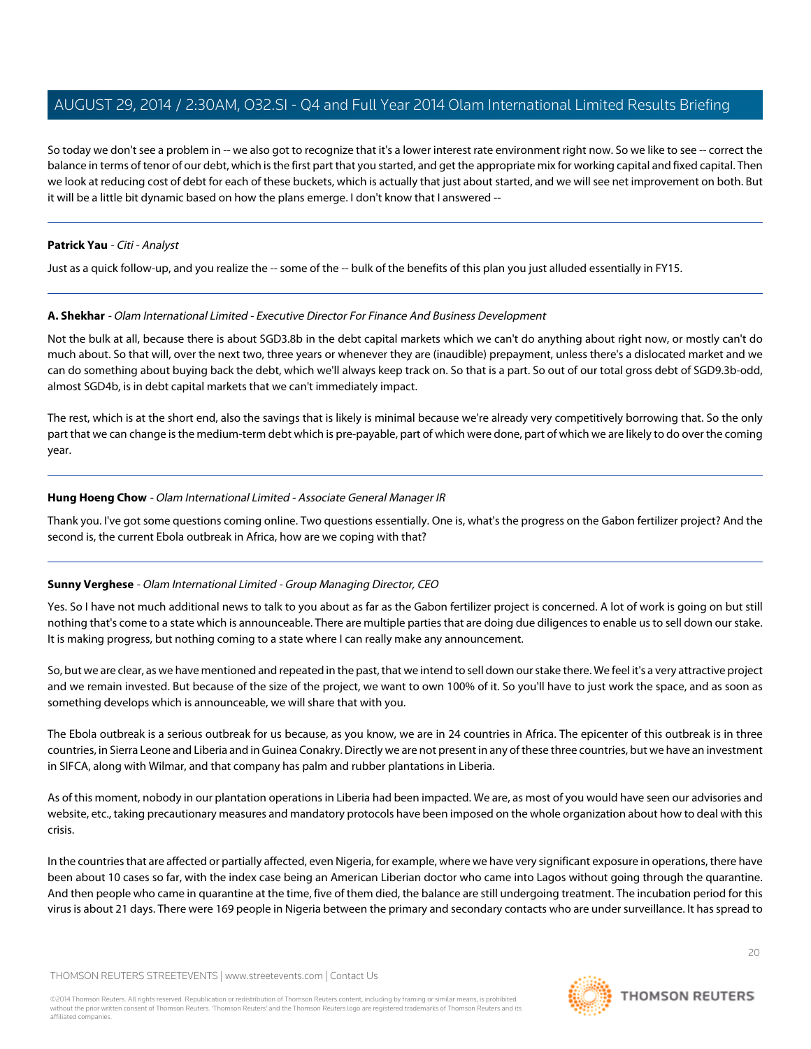So today we don't see a problem in -- we also got to recognize that it's a lower interest rate environment right now. So we like to see -- correct the balance in terms of tenor of our debt, which is the first part that you started, and get the appropriate mix for working capital and fixed capital. Then we look at reducing cost of debt for each of these buckets, which is actually that just about started, and we will see net improvement on both. But it will be a little bit dynamic based on how the plans emerge. I don't know that I answered --

---

**Patrick Yau** - *Citi - Analyst*

Just as a quick follow-up, and you realize the -- some of the -- bulk of the benefits of this plan you just alluded essentially in FY15.

---

**A. Shekhar** - *Olam International Limited - Executive Director For Finance And Business Development*

Not the bulk at all, because there is about SGD3.8b in the debt capital markets which we can't do anything about right now, or mostly can't do much about. So that will, over the next two, three years or whenever they are (inaudible) prepayment, unless there's a dislocated market and we can do something about buying back the debt, which we'll always keep track on. So that is a part. So out of our total gross debt of SGD9.3b-odd, almost SGD4b, is in debt capital markets that we can't immediately impact.

The rest, which is at the short end, also the savings that is likely is minimal because we're already very competitively borrowing that. So the only part that we can change is the medium-term debt which is pre-payable, part of which were done, part of which we are likely to do over the coming year.

---

**Hung Hoeng Chow** - *Olam International Limited - Associate General Manager IR*

Thank you. I've got some questions coming online. Two questions essentially. One is, what's the progress on the Gabon fertilizer project? And the second is, the current Ebola outbreak in Africa, how are we coping with that?

---

**Sunny Verghese** - *Olam International Limited - Group Managing Director, CEO*

Yes. So I have not much additional news to talk to you about as far as the Gabon fertilizer project is concerned. A lot of work is going on but still nothing that's come to a state which is announceable. There are multiple parties that are doing due diligences to enable us to sell down our stake. It is making progress, but nothing coming to a state where I can really make any announcement.

So, but we are clear, as we have mentioned and repeated in the past, that we intend to sell down our stake there. We feel it's a very attractive project and we remain invested. But because of the size of the project, we want to own 100% of it. So you'll have to just work the space, and as soon as something develops which is announceable, we will share that with you.

The Ebola outbreak is a serious outbreak for us because, as you know, we are in 24 countries in Africa. The epicenter of this outbreak is in three countries, in Sierra Leone and Liberia and in Guinea Conakry. Directly we are not present in any of these three countries, but we have an investment in SIFCA, along with Wilmar, and that company has palm and rubber plantations in Liberia.

As of this moment, nobody in our plantation operations in Liberia had been impacted. We are, as most of you would have seen our advisories and website, etc., taking precautionary measures and mandatory protocols have been imposed on the whole organization about how to deal with this crisis.

In the countries that are affected or partially affected, even Nigeria, for example, where we have very significant exposure in operations, there have been about 10 cases so far, with the index case being an American Liberian doctor who came into Lagos without going through the quarantine. And then people who came in quarantine at the time, five of them died, the balance are still undergoing treatment. The incubation period for this virus is about 21 days. There were 169 people in Nigeria between the primary and secondary contacts who are under surveillance. It has spread to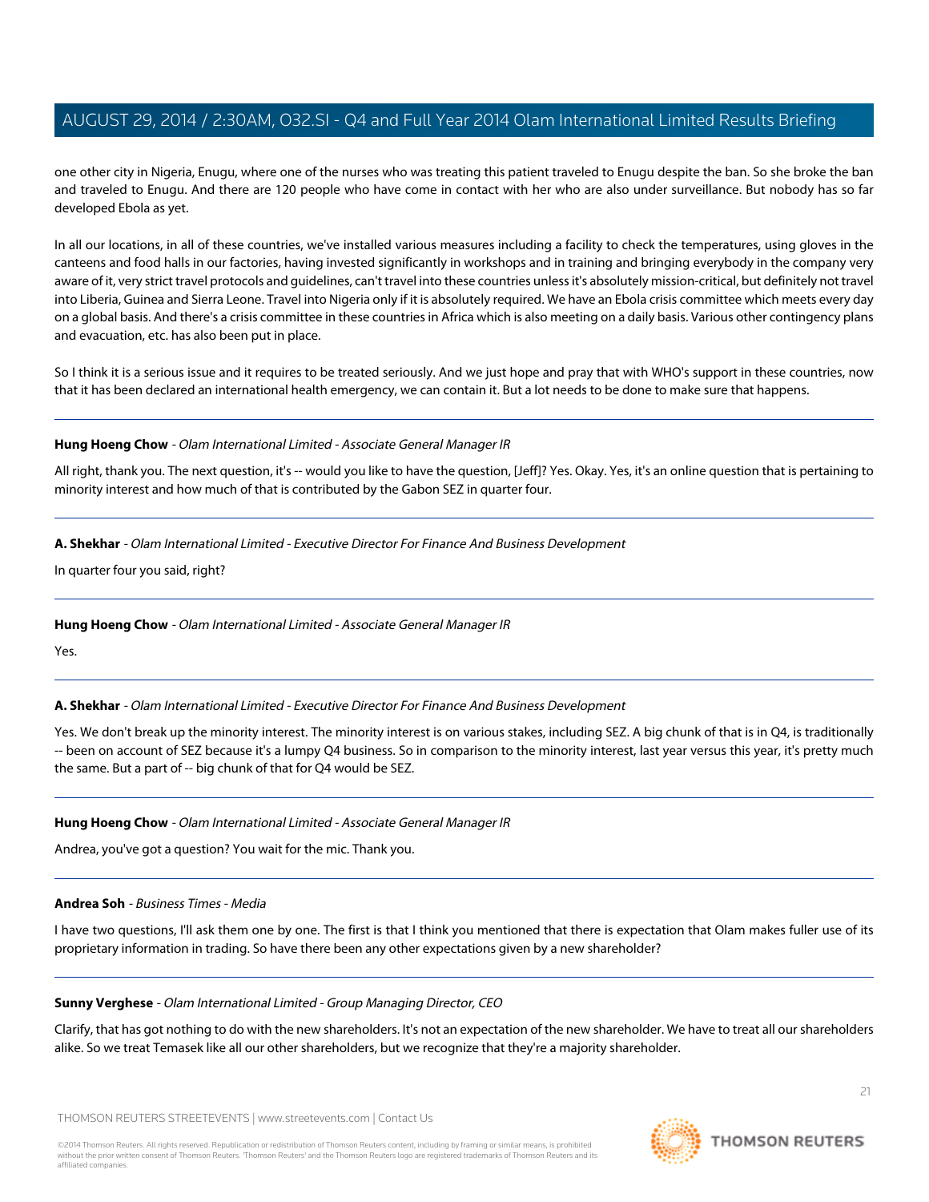one other city in Nigeria, Enugu, where one of the nurses who was treating this patient traveled to Enugu despite the ban. So she broke the ban and traveled to Enugu. And there are 120 people who have come in contact with her who are also under surveillance. But nobody has so far developed Ebola as yet.

In all our locations, in all of these countries, we've installed various measures including a facility to check the temperatures, using gloves in the canteens and food halls in our factories, having invested significantly in workshops and in training and bringing everybody in the company very aware of it, very strict travel protocols and guidelines, can't travel into these countries unless it's absolutely mission-critical, but definitely not travel into Liberia, Guinea and Sierra Leone. Travel into Nigeria only if it is absolutely required. We have an Ebola crisis committee which meets every day on a global basis. And there's a crisis committee in these countries in Africa which is also meeting on a daily basis. Various other contingency plans and evacuation, etc. has also been put in place.

So I think it is a serious issue and it requires to be treated seriously. And we just hope and pray that with WHO's support in these countries, now that it has been declared an international health emergency, we can contain it. But a lot needs to be done to make sure that happens.

---

**Hung Hoeng Chow** - *Olam International Limited - Associate General Manager IR*

All right, thank you. The next question, it's -- would you like to have the question, [Jeff]? Yes. Okay. Yes, it's an online question that is pertaining to minority interest and how much of that is contributed by the Gabon SEZ in quarter four.

---

**A. Shekhar** - *Olam International Limited - Executive Director For Finance And Business Development*

In quarter four you said, right?

---

**Hung Hoeng Chow** - *Olam International Limited - Associate General Manager IR*

Yes.

---

**A. Shekhar** - *Olam International Limited - Executive Director For Finance And Business Development*

Yes. We don't break up the minority interest. The minority interest is on various stakes, including SEZ. A big chunk of that is in Q4, is traditionally -- been on account of SEZ because it's a lumpy Q4 business. So in comparison to the minority interest, last year versus this year, it's pretty much the same. But a part of -- big chunk of that for Q4 would be SEZ.

---

**Hung Hoeng Chow** - *Olam International Limited - Associate General Manager IR*

Andrea, you've got a question? You wait for the mic. Thank you.

---

**Andrea Soh** - *Business Times - Media*

I have two questions, I'll ask them one by one. The first is that I think you mentioned that there is expectation that Olam makes fuller use of its proprietary information in trading. So have there been any other expectations given by a new shareholder?

---

**Sunny Verghese** - *Olam International Limited - Group Managing Director, CEO*

Clarify, that has got nothing to do with the new shareholders. It's not an expectation of the new shareholder. We have to treat all our shareholders alike. So we treat Temasek like all our other shareholders, but we recognize that they're a majority shareholder.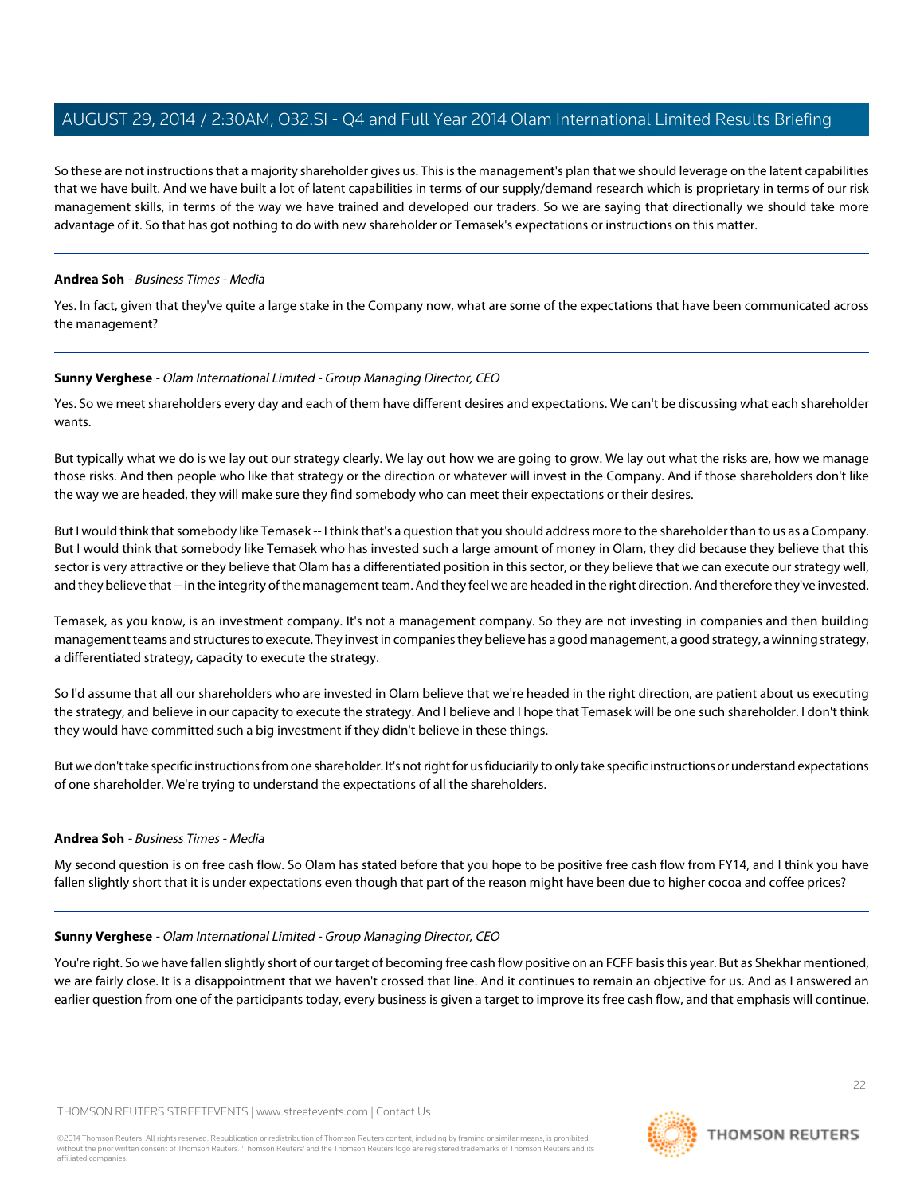So these are not instructions that a majority shareholder gives us. This is the management's plan that we should leverage on the latent capabilities that we have built. And we have built a lot of latent capabilities in terms of our supply/demand research which is proprietary in terms of our risk management skills, in terms of the way we have trained and developed our traders. So we are saying that directionally we should take more advantage of it. So that has got nothing to do with new shareholder or Temasek's expectations or instructions on this matter.

---

**Andrea Soh** - *Business Times - Media*

Yes. In fact, given that they've quite a large stake in the Company now, what are some of the expectations that have been communicated across the management?

---

**Sunny Verghese** - *Olam International Limited - Group Managing Director, CEO*

Yes. So we meet shareholders every day and each of them have different desires and expectations. We can't be discussing what each shareholder wants.

But typically what we do is we lay out our strategy clearly. We lay out how we are going to grow. We lay out what the risks are, how we manage those risks. And then people who like that strategy or the direction or whatever will invest in the Company. And if those shareholders don't like the way we are headed, they will make sure they find somebody who can meet their expectations or their desires.

But I would think that somebody like Temasek -- I think that's a question that you should address more to the shareholder than to us as a Company. But I would think that somebody like Temasek who has invested such a large amount of money in Olam, they did because they believe that this sector is very attractive or they believe that Olam has a differentiated position in this sector, or they believe that we can execute our strategy well, and they believe that -- in the integrity of the management team. And they feel we are headed in the right direction. And therefore they've invested.

Temasek, as you know, is an investment company. It's not a management company. So they are not investing in companies and then building management teams and structures to execute. They invest in companies they believe has a good management, a good strategy, a winning strategy, a differentiated strategy, capacity to execute the strategy.

So I'd assume that all our shareholders who are invested in Olam believe that we're headed in the right direction, are patient about us executing the strategy, and believe in our capacity to execute the strategy. And I believe and I hope that Temasek will be one such shareholder. I don't think they would have committed such a big investment if they didn't believe in these things.

But we don't take specific instructions from one shareholder. It's not right for us fiduciarily to only take specific instructions or understand expectations of one shareholder. We're trying to understand the expectations of all the shareholders.

---

**Andrea Soh** - *Business Times - Media*

My second question is on free cash flow. So Olam has stated before that you hope to be positive free cash flow from FY14, and I think you have fallen slightly short that it is under expectations even though that part of the reason might have been due to higher cocoa and coffee prices?

---

**Sunny Verghese** - *Olam International Limited - Group Managing Director, CEO*

You're right. So we have fallen slightly short of our target of becoming free cash flow positive on an FCFF basis this year. But as Shekhar mentioned, we are fairly close. It is a disappointment that we haven't crossed that line. And it continues to remain an objective for us. And as I answered an earlier question from one of the participants today, every business is given a target to improve its free cash flow, and that emphasis will continue.

---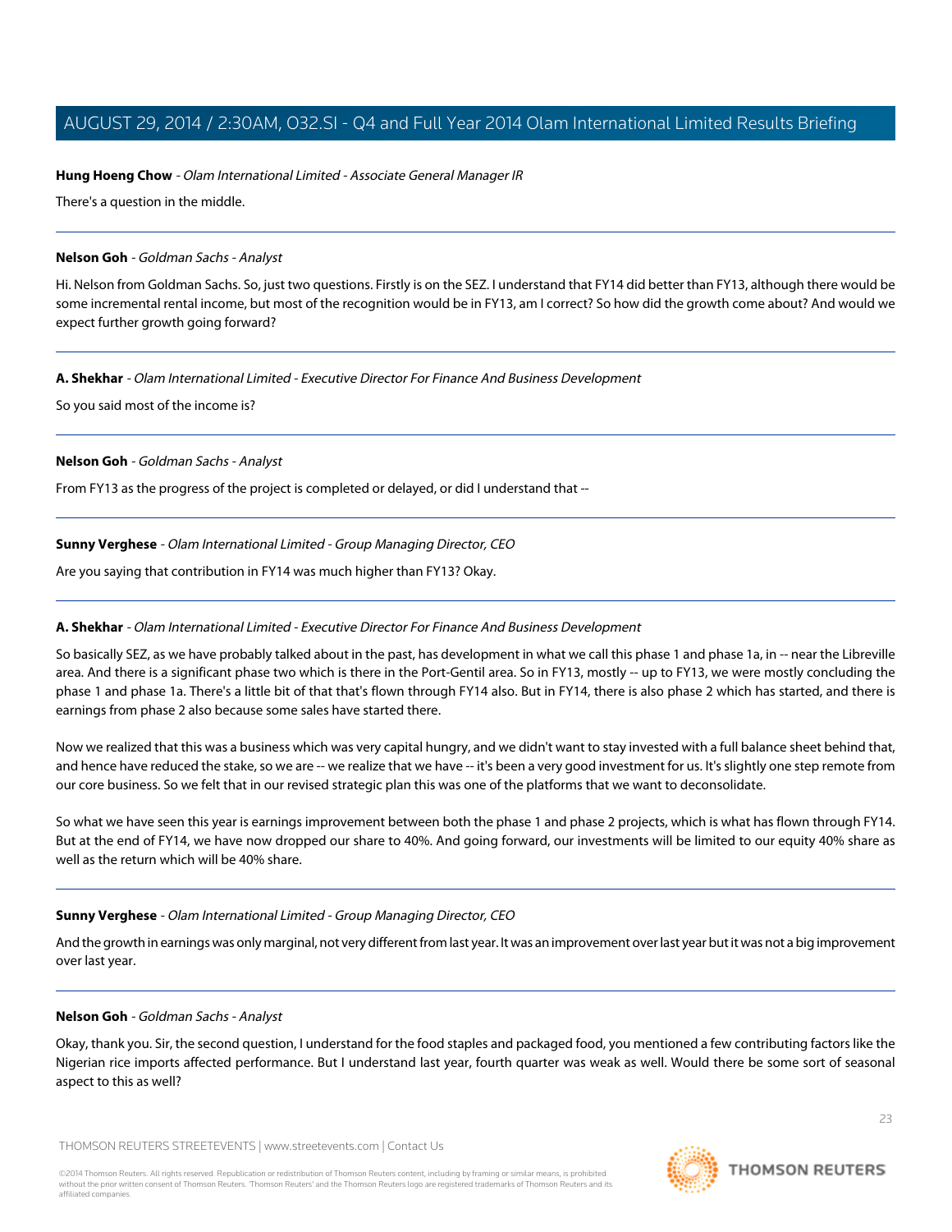**Hung Hoeng Chow** - *Olam International Limited - Associate General Manager IR*

There's a question in the middle.

---

**Nelson Goh** - *Goldman Sachs - Analyst*

Hi. Nelson from Goldman Sachs. So, just two questions. Firstly is on the SEZ. I understand that FY14 did better than FY13, although there would be some incremental rental income, but most of the recognition would be in FY13, am I correct? So how did the growth come about? And would we expect further growth going forward?

---

**A. Shekhar** - *Olam International Limited - Executive Director For Finance And Business Development*

So you said most of the income is?

---

**Nelson Goh** - *Goldman Sachs - Analyst*

From FY13 as the progress of the project is completed or delayed, or did I understand that --

---

**Sunny Verghese** - *Olam International Limited - Group Managing Director, CEO*

Are you saying that contribution in FY14 was much higher than FY13? Okay.

---

**A. Shekhar** - *Olam International Limited - Executive Director For Finance And Business Development*

So basically SEZ, as we have probably talked about in the past, has development in what we call this phase 1 and phase 1a, in -- near the Libreville area. And there is a significant phase two which is there in the Port-Gentil area. So in FY13, mostly -- up to FY13, we were mostly concluding the phase 1 and phase 1a. There's a little bit of that that's flown through FY14 also. But in FY14, there is also phase 2 which has started, and there is earnings from phase 2 also because some sales have started there.

Now we realized that this was a business which was very capital hungry, and we didn't want to stay invested with a full balance sheet behind that, and hence have reduced the stake, so we are -- we realize that we have -- it's been a very good investment for us. It's slightly one step remote from our core business. So we felt that in our revised strategic plan this was one of the platforms that we want to deconsolidate.

So what we have seen this year is earnings improvement between both the phase 1 and phase 2 projects, which is what has flown through FY14. But at the end of FY14, we have now dropped our share to 40%. And going forward, our investments will be limited to our equity 40% share as well as the return which will be 40% share.

---

**Sunny Verghese** - *Olam International Limited - Group Managing Director, CEO*

And the growth in earnings was only marginal, not very different from last year. It was an improvement over last year but it was not a big improvement over last year.

---

**Nelson Goh** - *Goldman Sachs - Analyst*

Okay, thank you. Sir, the second question, I understand for the food staples and packaged food, you mentioned a few contributing factors like the Nigerian rice imports affected performance. But I understand last year, fourth quarter was weak as well. Would there be some sort of seasonal aspect to this as well?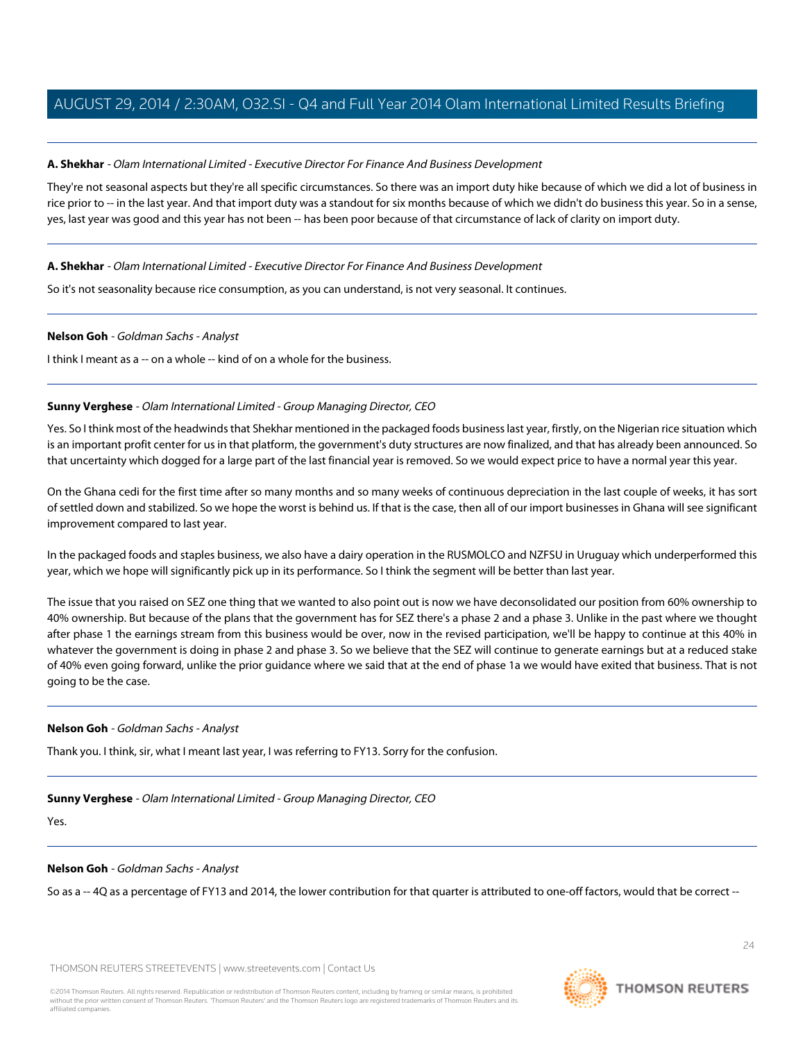**A. Shekhar** - *Olam International Limited - Executive Director For Finance And Business Development*

They're not seasonal aspects but they're all specific circumstances. So there was an import duty hike because of which we did a lot of business in rice prior to -- in the last year. And that import duty was a standout for six months because of which we didn't do business this year. So in a sense, yes, last year was good and this year has not been -- has been poor because of that circumstance of lack of clarity on import duty.

---

**A. Shekhar** - *Olam International Limited - Executive Director For Finance And Business Development*

So it's not seasonality because rice consumption, as you can understand, is not very seasonal. It continues.

---

**Nelson Goh** - *Goldman Sachs - Analyst*

I think I meant as a -- on a whole -- kind of on a whole for the business.

---

**Sunny Verghese** - *Olam International Limited - Group Managing Director, CEO*

Yes. So I think most of the headwinds that Shekhar mentioned in the packaged foods business last year, firstly, on the Nigerian rice situation which is an important profit center for us in that platform, the government's duty structures are now finalized, and that has already been announced. So that uncertainty which dogged for a large part of the last financial year is removed. So we would expect price to have a normal year this year.

On the Ghana cedi for the first time after so many months and so many weeks of continuous depreciation in the last couple of weeks, it has sort of settled down and stabilized. So we hope the worst is behind us. If that is the case, then all of our import businesses in Ghana will see significant improvement compared to last year.

In the packaged foods and staples business, we also have a dairy operation in the RUSMOLCO and NZFSU in Uruguay which underperformed this year, which we hope will significantly pick up in its performance. So I think the segment will be better than last year.

The issue that you raised on SEZ one thing that we wanted to also point out is now we have deconsolidated our position from 60% ownership to 40% ownership. But because of the plans that the government has for SEZ there's a phase 2 and a phase 3. Unlike in the past where we thought after phase 1 the earnings stream from this business would be over, now in the revised participation, we'll be happy to continue at this 40% in whatever the government is doing in phase 2 and phase 3. So we believe that the SEZ will continue to generate earnings but at a reduced stake of 40% even going forward, unlike the prior guidance where we said that at the end of phase 1a we would have exited that business. That is not going to be the case.

---

**Nelson Goh** - *Goldman Sachs - Analyst*

Thank you. I think, sir, what I meant last year, I was referring to FY13. Sorry for the confusion.

---

**Sunny Verghese** - *Olam International Limited - Group Managing Director, CEO*

Yes.

---

**Nelson Goh** - *Goldman Sachs - Analyst*

So as a -- 4Q as a percentage of FY13 and 2014, the lower contribution for that quarter is attributed to one-off factors, would that be correct --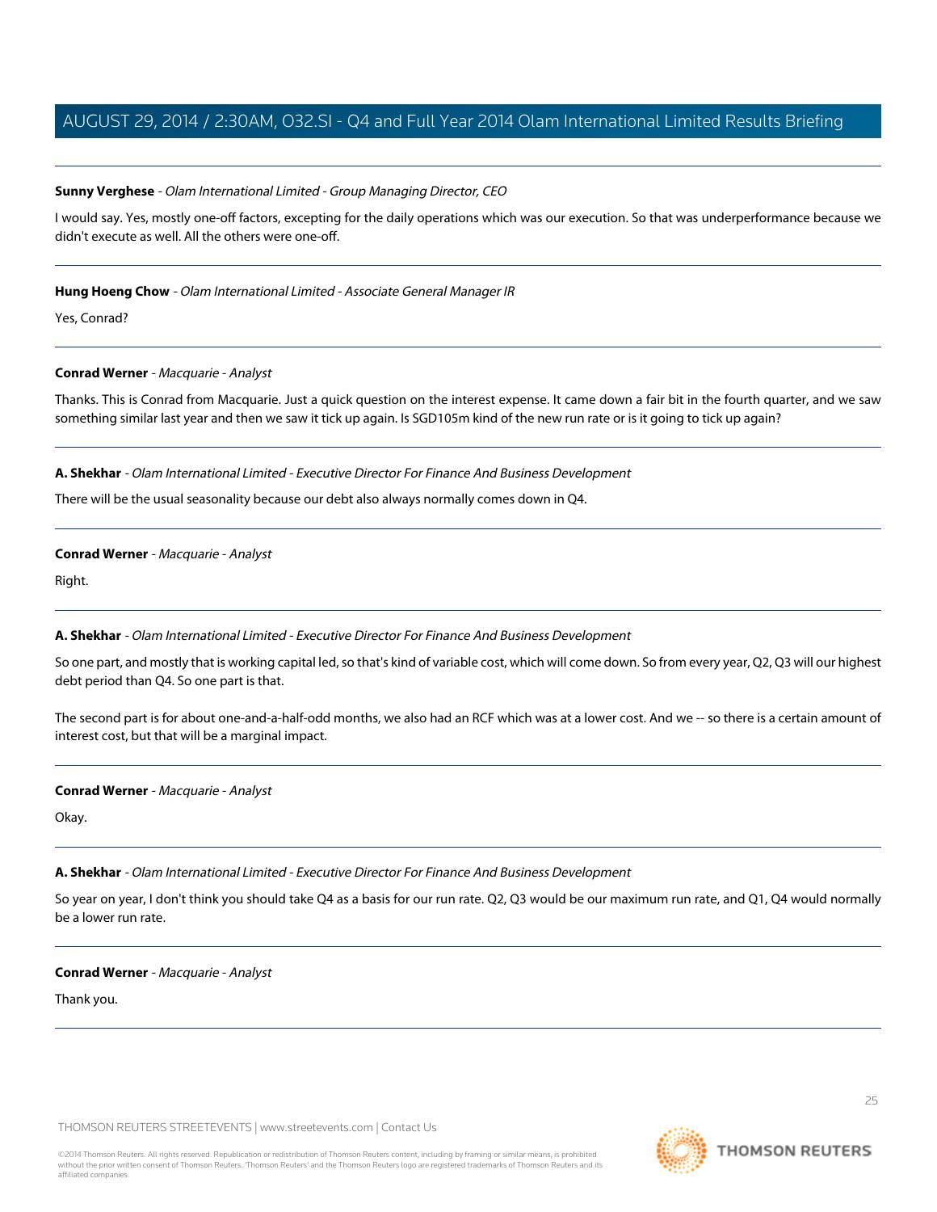**Sunny Verghese** - *Olam International Limited - Group Managing Director, CEO*

I would say. Yes, mostly one-off factors, excepting for the daily operations which was our execution. So that was underperformance because we didn't execute as well. All the others were one-off.

---

**Hung Hoeng Chow** - *Olam International Limited - Associate General Manager IR*

Yes, Conrad?

---

**Conrad Werner** - *Macquarie - Analyst*

Thanks. This is Conrad from Macquarie. Just a quick question on the interest expense. It came down a fair bit in the fourth quarter, and we saw something similar last year and then we saw it tick up again. Is SGD105m kind of the new run rate or is it going to tick up again?

---

**A. Shekhar** - *Olam International Limited - Executive Director For Finance And Business Development*

There will be the usual seasonality because our debt also always normally comes down in Q4.

---

**Conrad Werner** - *Macquarie - Analyst*

Right.

---

**A. Shekhar** - *Olam International Limited - Executive Director For Finance And Business Development*

So one part, and mostly that is working capital led, so that's kind of variable cost, which will come down. So from every year, Q2, Q3 will our highest debt period than Q4. So one part is that.

The second part is for about one-and-a-half-odd months, we also had an RCF which was at a lower cost. And we -- so there is a certain amount of interest cost, but that will be a marginal impact.

---

**Conrad Werner** - *Macquarie - Analyst*

Okay.

---

**A. Shekhar** - *Olam International Limited - Executive Director For Finance And Business Development*

So year on year, I don't think you should take Q4 as a basis for our run rate. Q2, Q3 would be our maximum run rate, and Q1, Q4 would normally be a lower run rate.

---

**Conrad Werner** - *Macquarie - Analyst*

Thank you.

---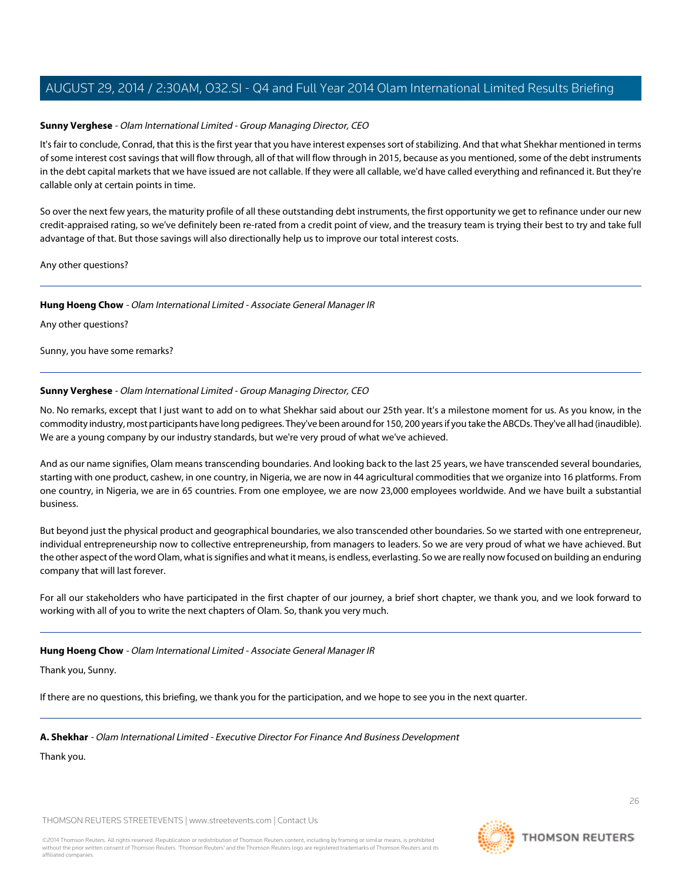**Sunny Verghese** - *Olam International Limited - Group Managing Director, CEO*

It's fair to conclude, Conrad, that this is the first year that you have interest expenses sort of stabilizing. And that what Shekhar mentioned in terms of some interest cost savings that will flow through, all of that will flow through in 2015, because as you mentioned, some of the debt instruments in the debt capital markets that we have issued are not callable. If they were all callable, we'd have called everything and refinanced it. But they're callable only at certain points in time.

So over the next few years, the maturity profile of all these outstanding debt instruments, the first opportunity we get to refinance under our new credit-appraised rating, so we've definitely been re-rated from a credit point of view, and the treasury team is trying their best to try and take full advantage of that. But those savings will also directionally help us to improve our total interest costs.

Any other questions?

---

**Hung Hoeng Chow** - *Olam International Limited - Associate General Manager IR*

Any other questions?

Sunny, you have some remarks?

---

**Sunny Verghese** - *Olam International Limited - Group Managing Director, CEO*

No. No remarks, except that I just want to add on to what Shekhar said about our 25th year. It's a milestone moment for us. As you know, in the commodity industry, most participants have long pedigrees. They've been around for 150, 200 years if you take the ABCDs. They've all had (inaudible). We are a young company by our industry standards, but we're very proud of what we've achieved.

And as our name signifies, Olam means transcending boundaries. And looking back to the last 25 years, we have transcended several boundaries, starting with one product, cashew, in one country, in Nigeria, we are now in 44 agricultural commodities that we organize into 16 platforms. From one country, in Nigeria, we are in 65 countries. From one employee, we are now 23,000 employees worldwide. And we have built a substantial business.

But beyond just the physical product and geographical boundaries, we also transcended other boundaries. So we started with one entrepreneur, individual entrepreneurship now to collective entrepreneurship, from managers to leaders. So we are very proud of what we have achieved. But the other aspect of the word Olam, what is signifies and what it means, is endless, everlasting. So we are really now focused on building an enduring company that will last forever.

For all our stakeholders who have participated in the first chapter of our journey, a brief short chapter, we thank you, and we look forward to working with all of you to write the next chapters of Olam. So, thank you very much.

---

**Hung Hoeng Chow** - *Olam International Limited - Associate General Manager IR*

Thank you, Sunny.

If there are no questions, this briefing, we thank you for the participation, and we hope to see you in the next quarter.

---

**A. Shekhar** - *Olam International Limited - Executive Director For Finance And Business Development*

Thank you.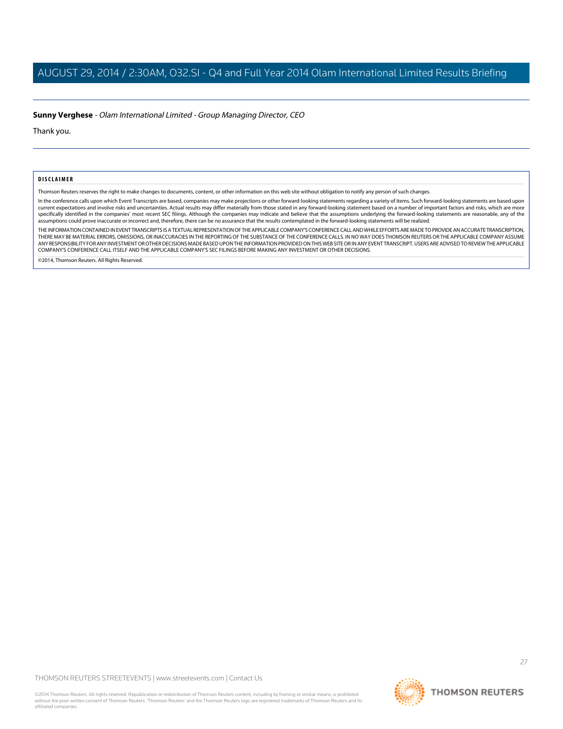**Sunny Verghese** - *Olam International Limited - Group Managing Director, CEO*

Thank you.

---

**DISCLAIMER**

Thomson Reuters reserves the right to make changes to documents, content, or other information on this web site without obligation to notify any person of such changes.

In the conference calls upon which Event Transcripts are based, companies may make projections or other forward-looking statements regarding a variety of items. Such forward-looking statements are based upon current expectations and involve risks and uncertainties. Actual results may differ materially from those stated in any forward-looking statement based on a number of important factors and risks, which are more specifically identified in the companies' most recent SEC filings. Although the companies may indicate and believe that the assumptions underlying the forward-looking statements are reasonable, any of the assumptions could prove inaccurate or incorrect and, therefore, there can be no assurance that the results contemplated in the forward-looking statements will be realized.

THE INFORMATION CONTAINED IN EVENT TRANSCRIPTS IS A TEXTUAL REPRESENTATION OF THE APPLICABLE COMPANY'S CONFERENCE CALL AND WHILE EFFORTS ARE MADE TO PROVIDE AN ACCURATE TRANSCRIPTION, THERE MAY BE MATERIAL ERRORS, OMISSIONS, OR INACCURACIES IN THE REPORTING OF THE SUBSTANCE OF THE CONFERENCE CALLS. IN NO WAY DOES THOMSON REUTERS OR THE APPLICABLE COMPANY ASSUME ANY RESPONSIBILITY FOR ANY INVESTMENT OR OTHER DECISIONS MADE BASED UPON THE INFORMATION PROVIDED ON THIS WEB SITE OR IN ANY EVENT TRANSCRIPT. USERS ARE ADVISED TO REVIEW THE APPLICABLE COMPANY'S CONFERENCE CALL ITSELF AND THE APPLICABLE COMPANY'S SEC FILINGS BEFORE MAKING ANY INVESTMENT OR OTHER DECISIONS.

©2014, Thomson Reuters. All Rights Reserved.